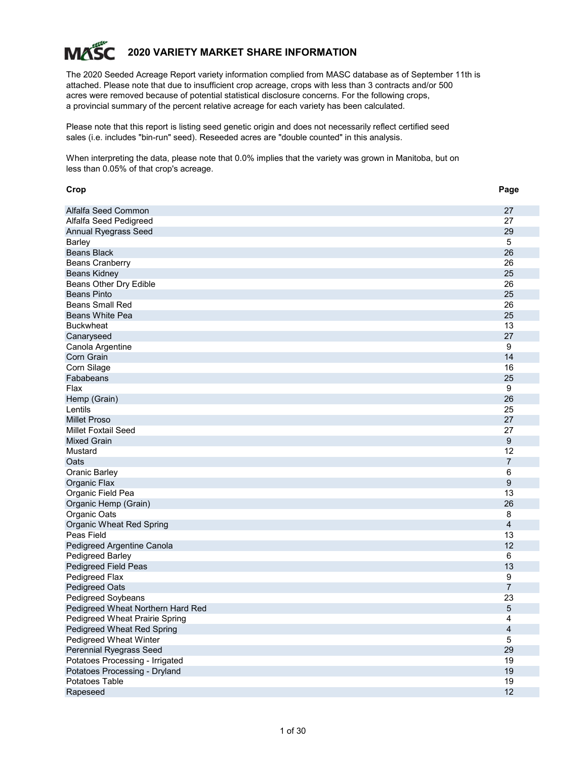# MASC 2020 VARIETY MARKET SHARE INFORMATION

The 2020 Seeded Acreage Report variety information complied from MASC database as of September 11th is attached. Please note that due to insufficient crop acreage, crops with less than 3 contracts and/or 500 acres were removed because of potential statistical disclosure concerns. For the following crops, a provincial summary of the percent relative acreage for each variety has been calculated.

Please note that this report is listing seed genetic origin and does not necessarily reflect certified seed sales (i.e. includes "bin-run" seed). Reseeded acres are "double counted" in this analysis.

When interpreting the data, please note that 0.0% implies that the variety was grown in Manitoba, but on less than 0.05% of that crop's acreage.

| Crop | Page |
|---|---|
| Alfalfa Seed Common | 27 |
| Alfalfa Seed Pedigreed | 27 |
| Annual Ryegrass Seed | 29 |
| Barley | 5 |
| Beans Black | 26 |
| Beans Cranberry | 26 |
| Beans Kidney | 25 |
| Beans Other Dry Edible | 26 |
| Beans Pinto | 25 |
| Beans Small Red | 26 |
| Beans White Pea | 25 |
| Buckwheat | 13 |
| Canaryseed | 27 |
| Canola Argentine | 9 |
| Corn Grain | 14 |
| Corn Silage | 16 |
| Fababeans | 25 |
| Flax | 9 |
| Hemp (Grain) | 26 |
| Lentils | 25 |
| Millet Proso | 27 |
| Millet Foxtail Seed | 27 |
| Mixed Grain | 9 |
| Mustard | 12 |
| Oats | 7 |
| Oranic Barley | 6 |
| Organic Flax | 9 |
| Organic Field Pea | 13 |
| Organic Hemp (Grain) | 26 |
| Organic Oats | 8 |
| Organic Wheat Red Spring | 4 |
| Peas Field | 13 |
| Pedigreed Argentine Canola | 12 |
| Pedigreed Barley | 6 |
| Pedigreed Field Peas | 13 |
| Pedigreed Flax | 9 |
| Pedigreed Oats | 7 |
| Pedigreed Soybeans | 23 |
| Pedigreed Wheat Northern Hard Red | 5 |
| Pedigreed Wheat Prairie Spring | 4 |
| Pedigreed Wheat Red Spring | 4 |
| Pedigreed Wheat Winter | 5 |
| Perennial Ryegrass Seed | 29 |
| Potatoes Processing - Irrigated | 19 |
| Potatoes Processing - Dryland | 19 |
| Potatoes Table | 19 |
| Rapeseed | 12 |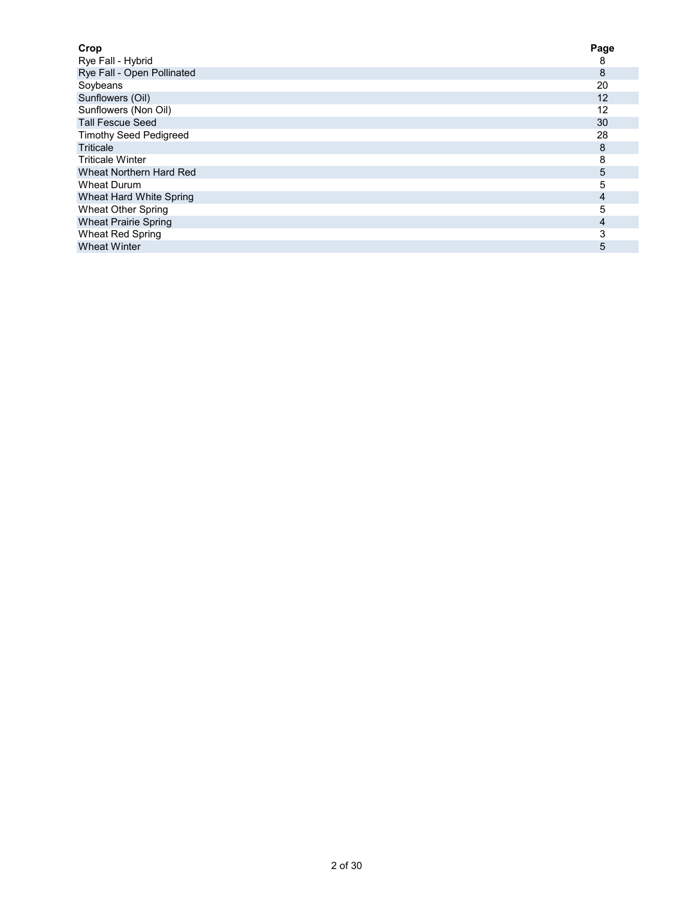| Crop | Page |
| --- | --- |
| Rye Fall - Hybrid | 8 |
| Rye Fall - Open Pollinated | 8 |
| Soybeans | 20 |
| Sunflowers (Oil) | 12 |
| Sunflowers (Non Oil) | 12 |
| Tall Fescue Seed | 30 |
| Timothy Seed Pedigreed | 28 |
| Triticale | 8 |
| Triticale Winter | 8 |
| Wheat Northern Hard Red | 5 |
| Wheat Durum | 5 |
| Wheat Hard White Spring | 4 |
| Wheat Other Spring | 5 |
| Wheat Prairie Spring | 4 |
| Wheat Red Spring | 3 |
| Wheat Winter | 5 |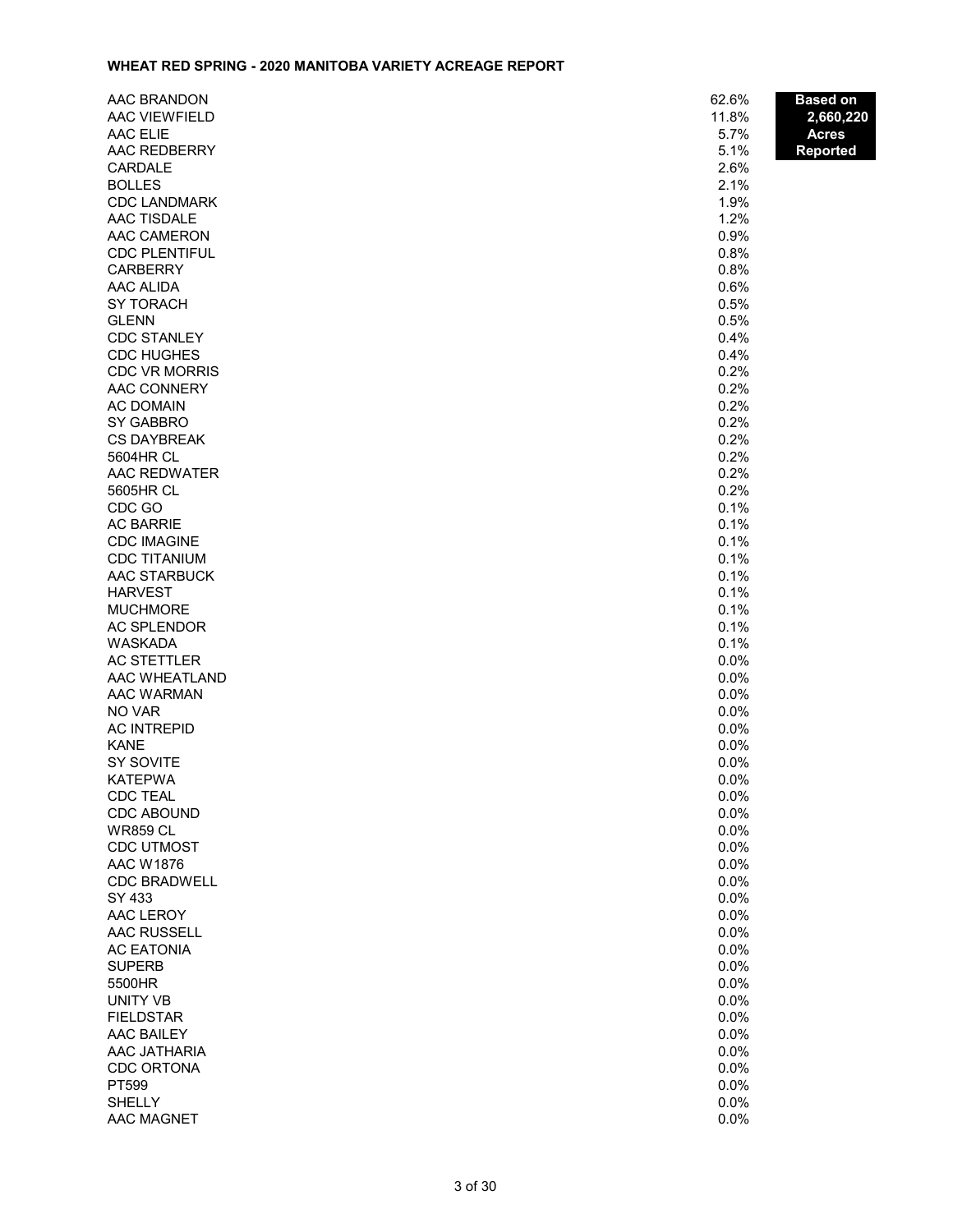## WHEAT RED SPRING - 2020 MANITOBA VARIETY ACREAGE REPORT

**Based on 2,660,220 Acres Reported**

| Variety | % |
|---|---|
| AAC BRANDON | 62.6% |
| AAC VIEWFIELD | 11.8% |
| AAC ELIE | 5.7% |
| AAC REDBERRY | 5.1% |
| CARDALE | 2.6% |
| BOLLES | 2.1% |
| CDC LANDMARK | 1.9% |
| AAC TISDALE | 1.2% |
| AAC CAMERON | 0.9% |
| CDC PLENTIFUL | 0.8% |
| CARBERRY | 0.8% |
| AAC ALIDA | 0.6% |
| SY TORACH | 0.5% |
| GLENN | 0.5% |
| CDC STANLEY | 0.4% |
| CDC HUGHES | 0.4% |
| CDC VR MORRIS | 0.2% |
| AAC CONNERY | 0.2% |
| AC DOMAIN | 0.2% |
| SY GABBRO | 0.2% |
| CS DAYBREAK | 0.2% |
| 5604HR CL | 0.2% |
| AAC REDWATER | 0.2% |
| 5605HR CL | 0.2% |
| CDC GO | 0.1% |
| AC BARRIE | 0.1% |
| CDC IMAGINE | 0.1% |
| CDC TITANIUM | 0.1% |
| AAC STARBUCK | 0.1% |
| HARVEST | 0.1% |
| MUCHMORE | 0.1% |
| AC SPLENDOR | 0.1% |
| WASKADA | 0.1% |
| AC STETTLER | 0.0% |
| AAC WHEATLAND | 0.0% |
| AAC WARMAN | 0.0% |
| NO VAR | 0.0% |
| AC INTREPID | 0.0% |
| KANE | 0.0% |
| SY SOVITE | 0.0% |
| KATEPWA | 0.0% |
| CDC TEAL | 0.0% |
| CDC ABOUND | 0.0% |
| WR859 CL | 0.0% |
| CDC UTMOST | 0.0% |
| AAC W1876 | 0.0% |
| CDC BRADWELL | 0.0% |
| SY 433 | 0.0% |
| AAC LEROY | 0.0% |
| AAC RUSSELL | 0.0% |
| AC EATONIA | 0.0% |
| SUPERB | 0.0% |
| 5500HR | 0.0% |
| UNITY VB | 0.0% |
| FIELDSTAR | 0.0% |
| AAC BAILEY | 0.0% |
| AAC JATHARIA | 0.0% |
| CDC ORTONA | 0.0% |
| PT599 | 0.0% |
| SHELLY | 0.0% |
| AAC MAGNET | 0.0% |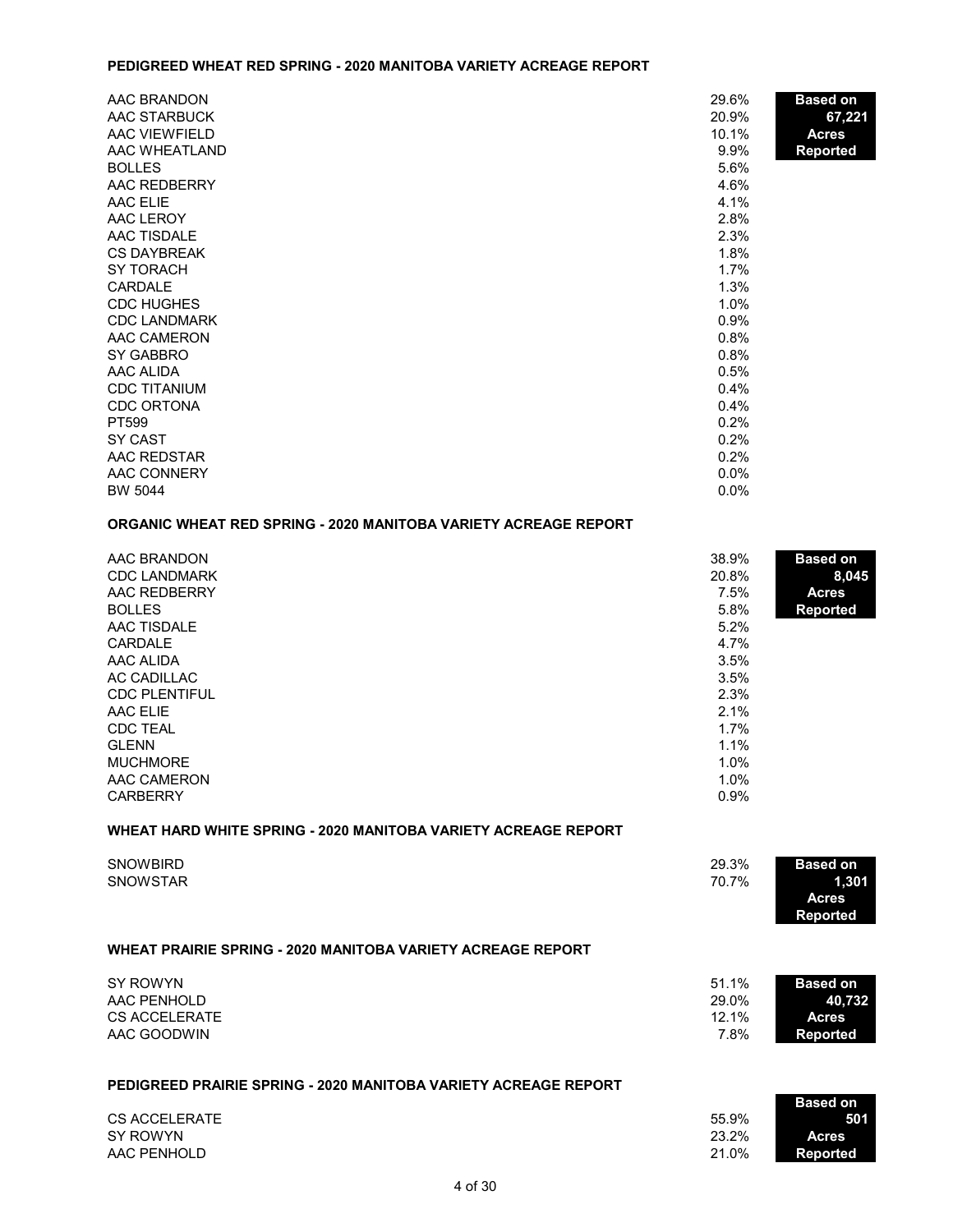**PEDIGREED WHEAT RED SPRING - 2020 MANITOBA VARIETY ACREAGE REPORT**

**Based on 67,221 Acres Reported**

| Variety | % |
|---|---|
| AAC BRANDON | 29.6% |
| AAC STARBUCK | 20.9% |
| AAC VIEWFIELD | 10.1% |
| AAC WHEATLAND | 9.9% |
| BOLLES | 5.6% |
| AAC REDBERRY | 4.6% |
| AAC ELIE | 4.1% |
| AAC LEROY | 2.8% |
| AAC TISDALE | 2.3% |
| CS DAYBREAK | 1.8% |
| SY TORACH | 1.7% |
| CARDALE | 1.3% |
| CDC HUGHES | 1.0% |
| CDC LANDMARK | 0.9% |
| AAC CAMERON | 0.8% |
| SY GABBRO | 0.8% |
| AAC ALIDA | 0.5% |
| CDC TITANIUM | 0.4% |
| CDC ORTONA | 0.4% |
| PT599 | 0.2% |
| SY CAST | 0.2% |
| AAC REDSTAR | 0.2% |
| AAC CONNERY | 0.0% |
| BW 5044 | 0.0% |

**ORGANIC WHEAT RED SPRING - 2020 MANITOBA VARIETY ACREAGE REPORT**

**Based on 8,045 Acres Reported**

| Variety | % |
|---|---|
| AAC BRANDON | 38.9% |
| CDC LANDMARK | 20.8% |
| AAC REDBERRY | 7.5% |
| BOLLES | 5.8% |
| AAC TISDALE | 5.2% |
| CARDALE | 4.7% |
| AAC ALIDA | 3.5% |
| AC CADILLAC | 3.5% |
| CDC PLENTIFUL | 2.3% |
| AAC ELIE | 2.1% |
| CDC TEAL | 1.7% |
| GLENN | 1.1% |
| MUCHMORE | 1.0% |
| AAC CAMERON | 1.0% |
| CARBERRY | 0.9% |

**WHEAT HARD WHITE SPRING - 2020 MANITOBA VARIETY ACREAGE REPORT**

**Based on 1,301 Acres Reported**

| Variety | % |
|---|---|
| SNOWBIRD | 29.3% |
| SNOWSTAR | 70.7% |

**WHEAT PRAIRIE SPRING - 2020 MANITOBA VARIETY ACREAGE REPORT**

**Based on 40,732 Acres Reported**

| Variety | % |
|---|---|
| SY ROWYN | 51.1% |
| AAC PENHOLD | 29.0% |
| CS ACCELERATE | 12.1% |
| AAC GOODWIN | 7.8% |

**PEDIGREED PRAIRIE SPRING - 2020 MANITOBA VARIETY ACREAGE REPORT**

**Based on 501 Acres Reported**

| Variety | % |
|---|---|
| CS ACCELERATE | 55.9% |
| SY ROWYN | 23.2% |
| AAC PENHOLD | 21.0% |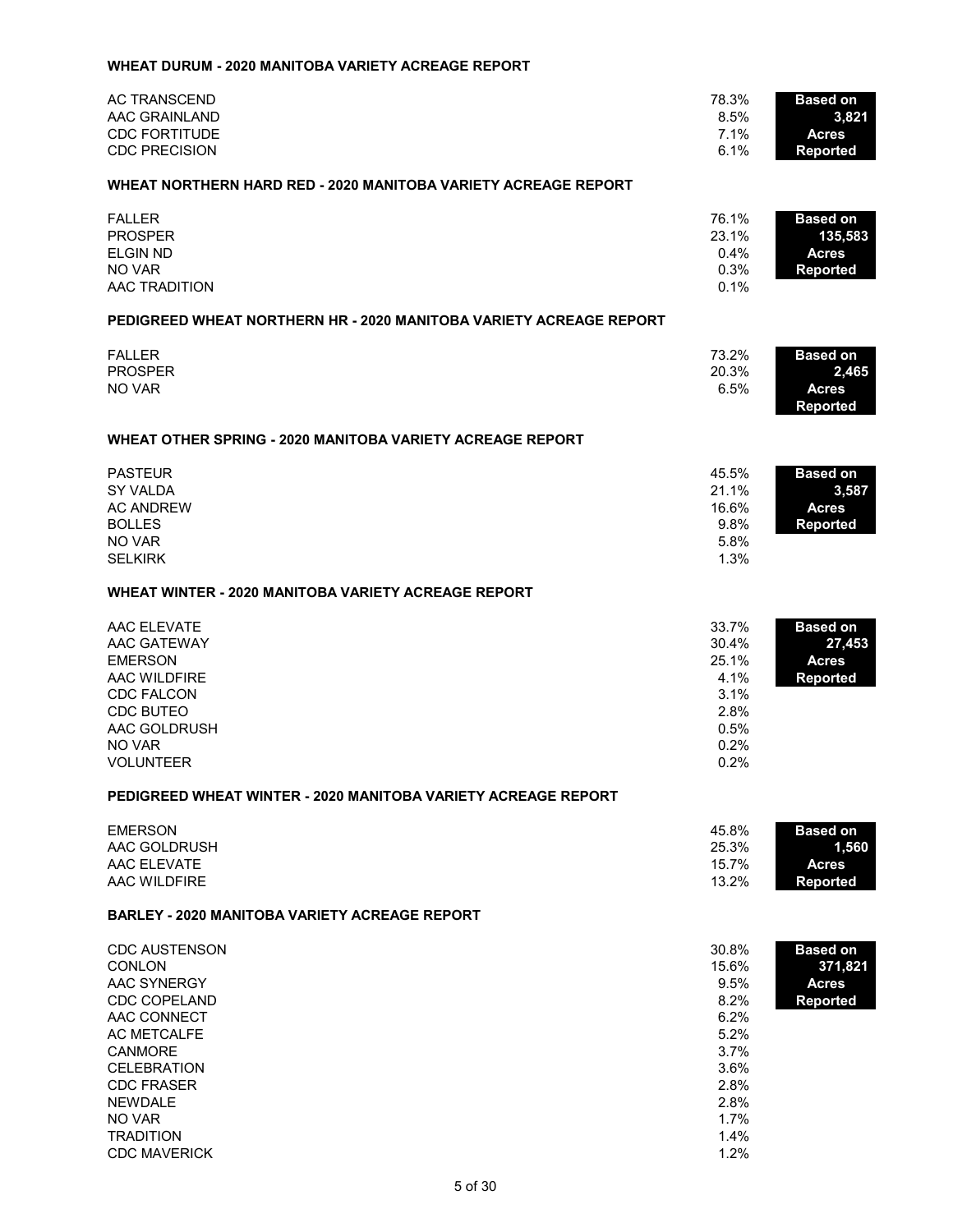### WHEAT DURUM - 2020 MANITOBA VARIETY ACREAGE REPORT

| Variety | % |
| --- | --- |
| AC TRANSCEND | 78.3% |
| AAC GRAINLAND | 8.5% |
| CDC FORTITUDE | 7.1% |
| CDC PRECISION | 6.1% |

**Based on 3,821 Acres Reported**

### WHEAT NORTHERN HARD RED - 2020 MANITOBA VARIETY ACREAGE REPORT

| Variety | % |
| --- | --- |
| FALLER | 76.1% |
| PROSPER | 23.1% |
| ELGIN ND | 0.4% |
| NO VAR | 0.3% |
| AAC TRADITION | 0.1% |

**Based on 135,583 Acres Reported**

### PEDIGREED WHEAT NORTHERN HR - 2020 MANITOBA VARIETY ACREAGE REPORT

| Variety | % |
| --- | --- |
| FALLER | 73.2% |
| PROSPER | 20.3% |
| NO VAR | 6.5% |

**Based on 2,465 Acres Reported**

### WHEAT OTHER SPRING - 2020 MANITOBA VARIETY ACREAGE REPORT

| Variety | % |
| --- | --- |
| PASTEUR | 45.5% |
| SY VALDA | 21.1% |
| AC ANDREW | 16.6% |
| BOLLES | 9.8% |
| NO VAR | 5.8% |
| SELKIRK | 1.3% |

**Based on 3,587 Acres Reported**

### WHEAT WINTER - 2020 MANITOBA VARIETY ACREAGE REPORT

| Variety | % |
| --- | --- |
| AAC ELEVATE | 33.7% |
| AAC GATEWAY | 30.4% |
| EMERSON | 25.1% |
| AAC WILDFIRE | 4.1% |
| CDC FALCON | 3.1% |
| CDC BUTEO | 2.8% |
| AAC GOLDRUSH | 0.5% |
| NO VAR | 0.2% |
| VOLUNTEER | 0.2% |

**Based on 27,453 Acres Reported**

### PEDIGREED WHEAT WINTER - 2020 MANITOBA VARIETY ACREAGE REPORT

| Variety | % |
| --- | --- |
| EMERSON | 45.8% |
| AAC GOLDRUSH | 25.3% |
| AAC ELEVATE | 15.7% |
| AAC WILDFIRE | 13.2% |

**Based on 1,560 Acres Reported**

### BARLEY - 2020 MANITOBA VARIETY ACREAGE REPORT

| Variety | % |
| --- | --- |
| CDC AUSTENSON | 30.8% |
| CONLON | 15.6% |
| AAC SYNERGY | 9.5% |
| CDC COPELAND | 8.2% |
| AAC CONNECT | 6.2% |
| AC METCALFE | 5.2% |
| CANMORE | 3.7% |
| CELEBRATION | 3.6% |
| CDC FRASER | 2.8% |
| NEWDALE | 2.8% |
| NO VAR | 1.7% |
| TRADITION | 1.4% |
| CDC MAVERICK | 1.2% |

**Based on 371,821 Acres Reported**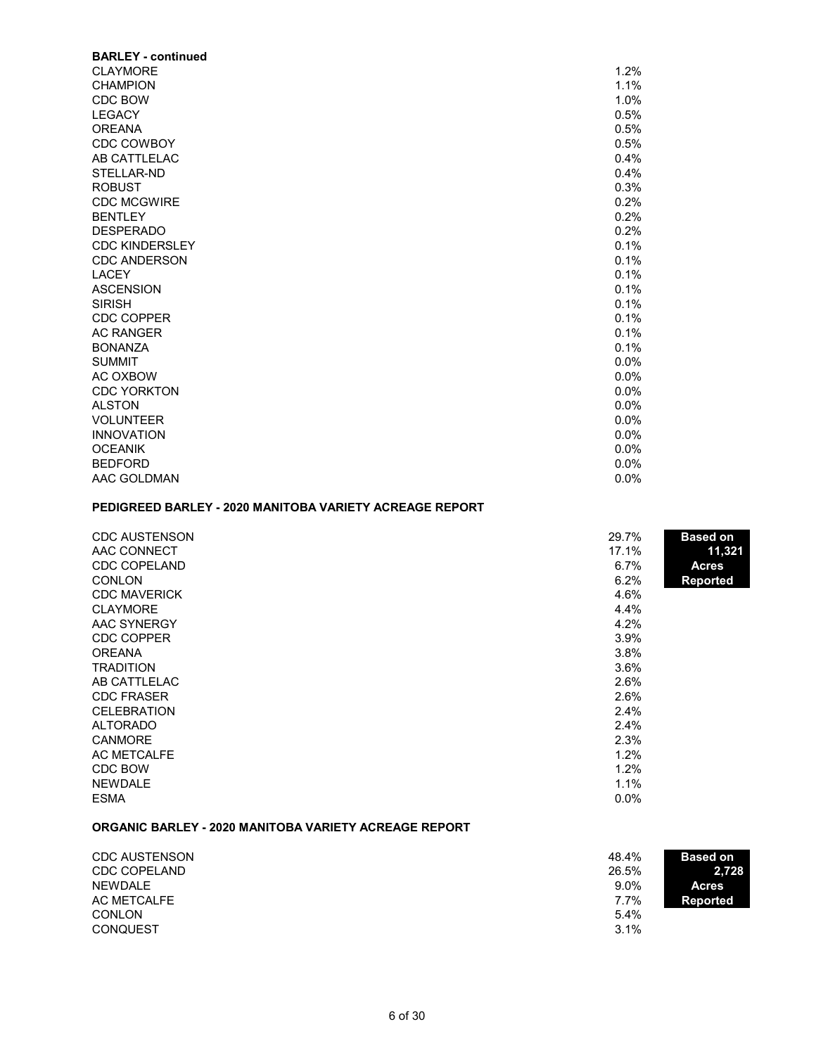**BARLEY - continued**

| Variety | % |
|---|---|
| CLAYMORE | 1.2% |
| CHAMPION | 1.1% |
| CDC BOW | 1.0% |
| LEGACY | 0.5% |
| OREANA | 0.5% |
| CDC COWBOY | 0.5% |
| AB CATTLELAC | 0.4% |
| STELLAR-ND | 0.4% |
| ROBUST | 0.3% |
| CDC MCGWIRE | 0.2% |
| BENTLEY | 0.2% |
| DESPERADO | 0.2% |
| CDC KINDERSLEY | 0.1% |
| CDC ANDERSON | 0.1% |
| LACEY | 0.1% |
| ASCENSION | 0.1% |
| SIRISH | 0.1% |
| CDC COPPER | 0.1% |
| AC RANGER | 0.1% |
| BONANZA | 0.1% |
| SUMMIT | 0.0% |
| AC OXBOW | 0.0% |
| CDC YORKTON | 0.0% |
| ALSTON | 0.0% |
| VOLUNTEER | 0.0% |
| INNOVATION | 0.0% |
| OCEANIK | 0.0% |
| BEDFORD | 0.0% |
| AAC GOLDMAN | 0.0% |

**PEDIGREED BARLEY - 2020 MANITOBA VARIETY ACREAGE REPORT**

**Based on 11,321 Acres Reported**

| Variety | % |
|---|---|
| CDC AUSTENSON | 29.7% |
| AAC CONNECT | 17.1% |
| CDC COPELAND | 6.7% |
| CONLON | 6.2% |
| CDC MAVERICK | 4.6% |
| CLAYMORE | 4.4% |
| AAC SYNERGY | 4.2% |
| CDC COPPER | 3.9% |
| OREANA | 3.8% |
| TRADITION | 3.6% |
| AB CATTLELAC | 2.6% |
| CDC FRASER | 2.6% |
| CELEBRATION | 2.4% |
| ALTORADO | 2.4% |
| CANMORE | 2.3% |
| AC METCALFE | 1.2% |
| CDC BOW | 1.2% |
| NEWDALE | 1.1% |
| ESMA | 0.0% |

**ORGANIC BARLEY - 2020 MANITOBA VARIETY ACREAGE REPORT**

**Based on 2,728 Acres Reported**

| Variety | % |
|---|---|
| CDC AUSTENSON | 48.4% |
| CDC COPELAND | 26.5% |
| NEWDALE | 9.0% |
| AC METCALFE | 7.7% |
| CONLON | 5.4% |
| CONQUEST | 3.1% |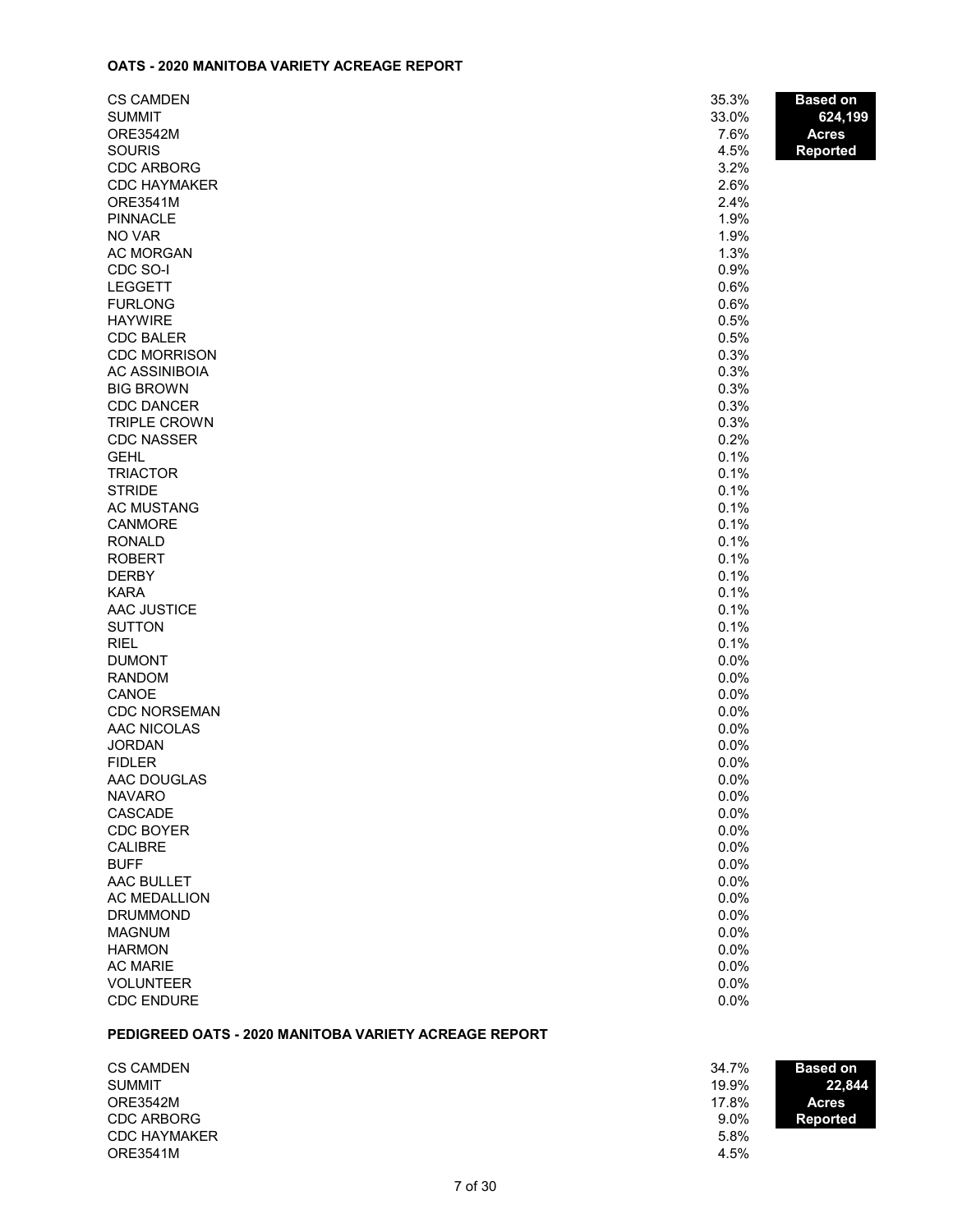**OATS - 2020 MANITOBA VARIETY ACREAGE REPORT**

**Based on 624,199 Acres Reported**

| Variety | % |
|---|---|
| CS CAMDEN | 35.3% |
| SUMMIT | 33.0% |
| ORE3542M | 7.6% |
| SOURIS | 4.5% |
| CDC ARBORG | 3.2% |
| CDC HAYMAKER | 2.6% |
| ORE3541M | 2.4% |
| PINNACLE | 1.9% |
| NO VAR | 1.9% |
| AC MORGAN | 1.3% |
| CDC SO-I | 0.9% |
| LEGGETT | 0.6% |
| FURLONG | 0.6% |
| HAYWIRE | 0.5% |
| CDC BALER | 0.5% |
| CDC MORRISON | 0.3% |
| AC ASSINIBOIA | 0.3% |
| BIG BROWN | 0.3% |
| CDC DANCER | 0.3% |
| TRIPLE CROWN | 0.3% |
| CDC NASSER | 0.2% |
| GEHL | 0.1% |
| TRIACTOR | 0.1% |
| STRIDE | 0.1% |
| AC MUSTANG | 0.1% |
| CANMORE | 0.1% |
| RONALD | 0.1% |
| ROBERT | 0.1% |
| DERBY | 0.1% |
| KARA | 0.1% |
| AAC JUSTICE | 0.1% |
| SUTTON | 0.1% |
| RIEL | 0.1% |
| DUMONT | 0.0% |
| RANDOM | 0.0% |
| CANOE | 0.0% |
| CDC NORSEMAN | 0.0% |
| AAC NICOLAS | 0.0% |
| JORDAN | 0.0% |
| FIDLER | 0.0% |
| AAC DOUGLAS | 0.0% |
| NAVARO | 0.0% |
| CASCADE | 0.0% |
| CDC BOYER | 0.0% |
| CALIBRE | 0.0% |
| BUFF | 0.0% |
| AAC BULLET | 0.0% |
| AC MEDALLION | 0.0% |
| DRUMMOND | 0.0% |
| MAGNUM | 0.0% |
| HARMON | 0.0% |
| AC MARIE | 0.0% |
| VOLUNTEER | 0.0% |
| CDC ENDURE | 0.0% |

**PEDIGREED OATS - 2020 MANITOBA VARIETY ACREAGE REPORT**

**Based on 22,844 Acres Reported**

| Variety | % |
|---|---|
| CS CAMDEN | 34.7% |
| SUMMIT | 19.9% |
| ORE3542M | 17.8% |
| CDC ARBORG | 9.0% |
| CDC HAYMAKER | 5.8% |
| ORE3541M | 4.5% |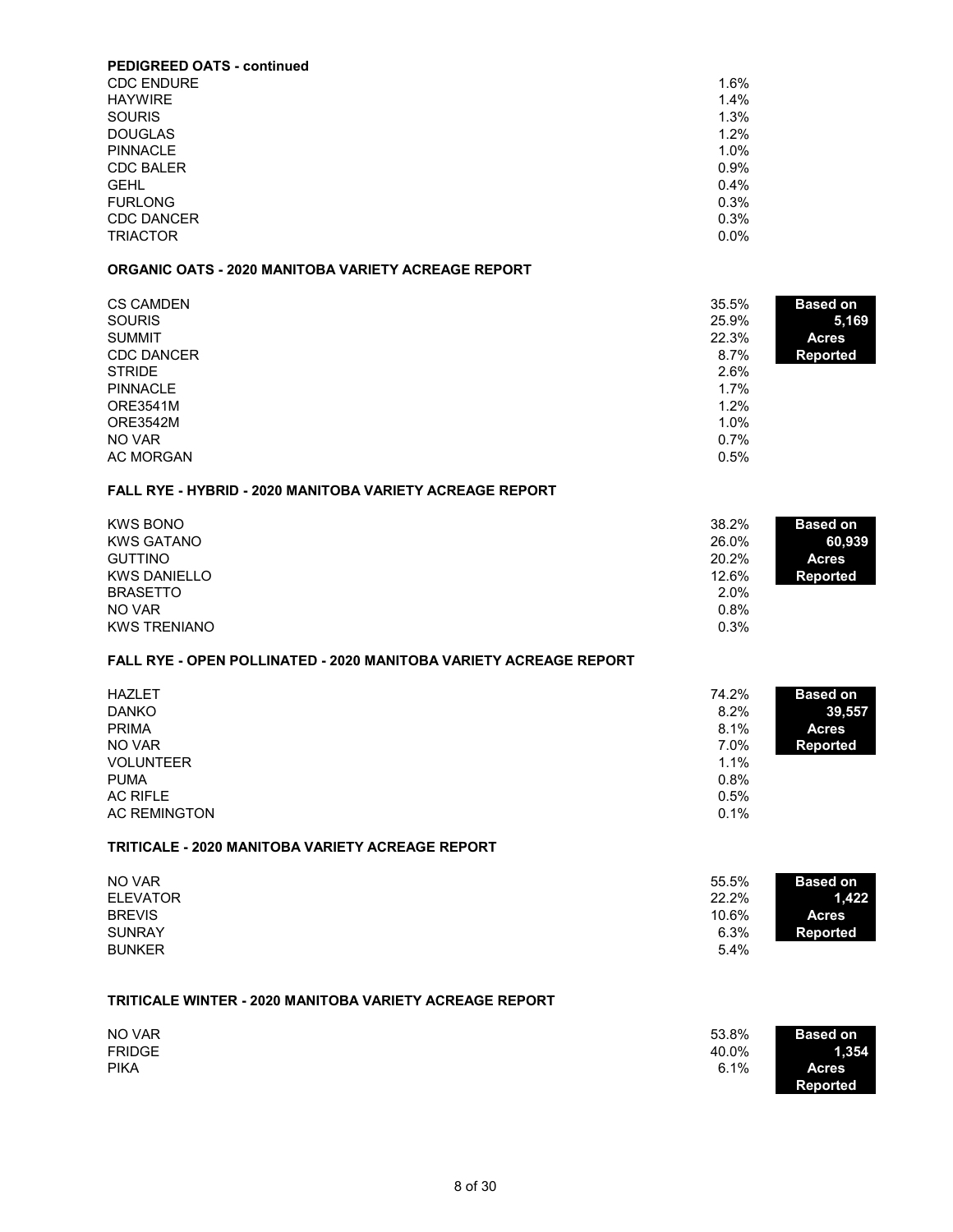**PEDIGREED OATS - continued**

| | |
|---|---|
| CDC ENDURE | 1.6% |
| HAYWIRE | 1.4% |
| SOURIS | 1.3% |
| DOUGLAS | 1.2% |
| PINNACLE | 1.0% |
| CDC BALER | 0.9% |
| GEHL | 0.4% |
| FURLONG | 0.3% |
| CDC DANCER | 0.3% |
| TRIACTOR | 0.0% |

**ORGANIC OATS - 2020 MANITOBA VARIETY ACREAGE REPORT**

**Based on 5,169 Acres Reported**

| | |
|---|---|
| CS CAMDEN | 35.5% |
| SOURIS | 25.9% |
| SUMMIT | 22.3% |
| CDC DANCER | 8.7% |
| STRIDE | 2.6% |
| PINNACLE | 1.7% |
| ORE3541M | 1.2% |
| ORE3542M | 1.0% |
| NO VAR | 0.7% |
| AC MORGAN | 0.5% |

**FALL RYE - HYBRID - 2020 MANITOBA VARIETY ACREAGE REPORT**

**Based on 60,939 Acres Reported**

| | |
|---|---|
| KWS BONO | 38.2% |
| KWS GATANO | 26.0% |
| GUTTINO | 20.2% |
| KWS DANIELLO | 12.6% |
| BRASETTO | 2.0% |
| NO VAR | 0.8% |
| KWS TRENIANO | 0.3% |

**FALL RYE - OPEN POLLINATED - 2020 MANITOBA VARIETY ACREAGE REPORT**

**Based on 39,557 Acres Reported**

| | |
|---|---|
| HAZLET | 74.2% |
| DANKO | 8.2% |
| PRIMA | 8.1% |
| NO VAR | 7.0% |
| VOLUNTEER | 1.1% |
| PUMA | 0.8% |
| AC RIFLE | 0.5% |
| AC REMINGTON | 0.1% |

**TRITICALE - 2020 MANITOBA VARIETY ACREAGE REPORT**

**Based on 1,422 Acres Reported**

| | |
|---|---|
| NO VAR | 55.5% |
| ELEVATOR | 22.2% |
| BREVIS | 10.6% |
| SUNRAY | 6.3% |
| BUNKER | 5.4% |

**TRITICALE WINTER - 2020 MANITOBA VARIETY ACREAGE REPORT**

**Based on 1,354 Acres Reported**

| | |
|---|---|
| NO VAR | 53.8% |
| FRIDGE | 40.0% |
| PIKA | 6.1% |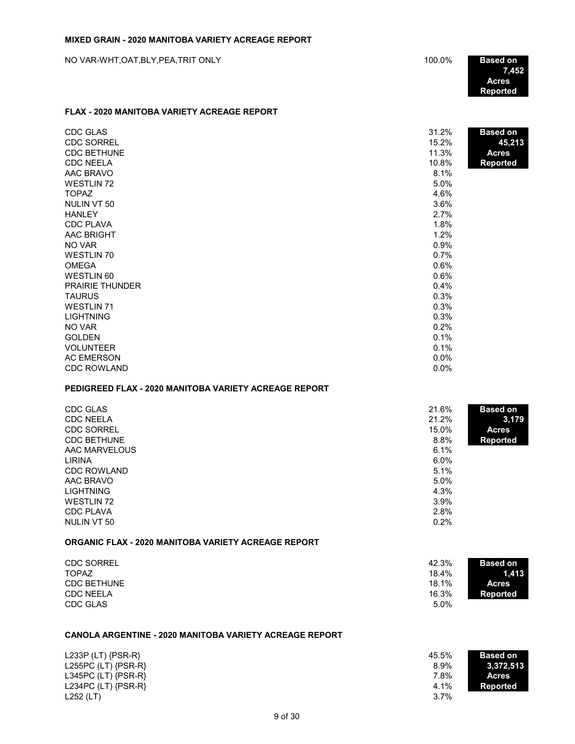**MIXED GRAIN - 2020 MANITOBA VARIETY ACREAGE REPORT**

| Variety | Percent | |
|---|---|---|
| NO VAR-WHT,OAT,BLY,PEA,TRIT ONLY | 100.0% | **Based on 7,452 Acres Reported** |

**FLAX - 2020 MANITOBA VARIETY ACREAGE REPORT**

| Variety | Percent | |
|---|---|---|
| CDC GLAS | 31.2% | **Based on 45,213 Acres Reported** |
| CDC SORREL | 15.2% | |
| CDC BETHUNE | 11.3% | |
| CDC NEELA | 10.8% | |
| AAC BRAVO | 8.1% | |
| WESTLIN 72 | 5.0% | |
| TOPAZ | 4.6% | |
| NULIN VT 50 | 3.6% | |
| HANLEY | 2.7% | |
| CDC PLAVA | 1.8% | |
| AAC BRIGHT | 1.2% | |
| NO VAR | 0.9% | |
| WESTLIN 70 | 0.7% | |
| OMEGA | 0.6% | |
| WESTLIN 60 | 0.6% | |
| PRAIRIE THUNDER | 0.4% | |
| TAURUS | 0.3% | |
| WESTLIN 71 | 0.3% | |
| LIGHTNING | 0.3% | |
| NO VAR | 0.2% | |
| GOLDEN | 0.1% | |
| VOLUNTEER | 0.1% | |
| AC EMERSON | 0.0% | |
| CDC ROWLAND | 0.0% | |

**PEDIGREED FLAX - 2020 MANITOBA VARIETY ACREAGE REPORT**

| Variety | Percent | |
|---|---|---|
| CDC GLAS | 21.6% | **Based on 3,179 Acres Reported** |
| CDC NEELA | 21.2% | |
| CDC SORREL | 15.0% | |
| CDC BETHUNE | 8.8% | |
| AAC MARVELOUS | 6.1% | |
| LIRINA | 6.0% | |
| CDC ROWLAND | 5.1% | |
| AAC BRAVO | 5.0% | |
| LIGHTNING | 4.3% | |
| WESTLIN 72 | 3.9% | |
| CDC PLAVA | 2.8% | |
| NULIN VT 50 | 0.2% | |

**ORGANIC FLAX - 2020 MANITOBA VARIETY ACREAGE REPORT**

| Variety | Percent | |
|---|---|---|
| CDC SORREL | 42.3% | **Based on 1,413 Acres Reported** |
| TOPAZ | 18.4% | |
| CDC BETHUNE | 18.1% | |
| CDC NEELA | 16.3% | |
| CDC GLAS | 5.0% | |

**CANOLA ARGENTINE - 2020 MANITOBA VARIETY ACREAGE REPORT**

| Variety | Percent | |
|---|---|---|
| L233P (LT) {PSR-R} | 45.5% | **Based on 3,372,513 Acres Reported** |
| L255PC (LT) {PSR-R} | 8.9% | |
| L345PC (LT) {PSR-R} | 7.8% | |
| L234PC (LT) {PSR-R} | 4.1% | |
| L252 (LT) | 3.7% | |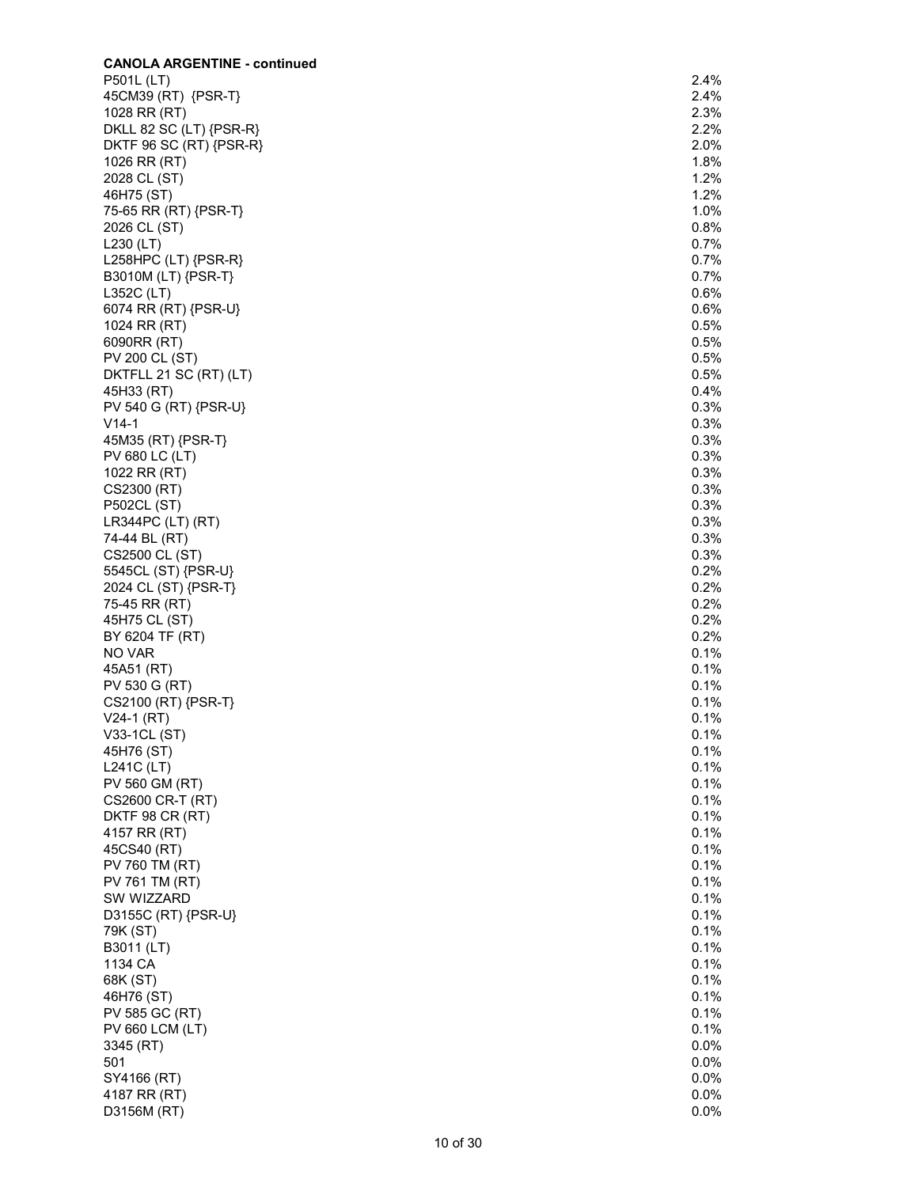**CANOLA ARGENTINE - continued**

| | |
|---|---|
| P501L (LT) | 2.4% |
| 45CM39 (RT) {PSR-T} | 2.4% |
| 1028 RR (RT) | 2.3% |
| DKLL 82 SC (LT) {PSR-R} | 2.2% |
| DKTF 96 SC (RT) {PSR-R} | 2.0% |
| 1026 RR (RT) | 1.8% |
| 2028 CL (ST) | 1.2% |
| 46H75 (ST) | 1.2% |
| 75-65 RR (RT) {PSR-T} | 1.0% |
| 2026 CL (ST) | 0.8% |
| L230 (LT) | 0.7% |
| L258HPC (LT) {PSR-R} | 0.7% |
| B3010M (LT) {PSR-T} | 0.7% |
| L352C (LT) | 0.6% |
| 6074 RR (RT) {PSR-U} | 0.6% |
| 1024 RR (RT) | 0.5% |
| 6090RR (RT) | 0.5% |
| PV 200 CL (ST) | 0.5% |
| DKTFLL 21 SC (RT) (LT) | 0.5% |
| 45H33 (RT) | 0.4% |
| PV 540 G (RT) {PSR-U} | 0.3% |
| V14-1 | 0.3% |
| 45M35 (RT) {PSR-T} | 0.3% |
| PV 680 LC (LT) | 0.3% |
| 1022 RR (RT) | 0.3% |
| CS2300 (RT) | 0.3% |
| P502CL (ST) | 0.3% |
| LR344PC (LT) (RT) | 0.3% |
| 74-44 BL (RT) | 0.3% |
| CS2500 CL (ST) | 0.3% |
| 5545CL (ST) {PSR-U} | 0.2% |
| 2024 CL (ST) {PSR-T} | 0.2% |
| 75-45 RR (RT) | 0.2% |
| 45H75 CL (ST) | 0.2% |
| BY 6204 TF (RT) | 0.2% |
| NO VAR | 0.1% |
| 45A51 (RT) | 0.1% |
| PV 530 G (RT) | 0.1% |
| CS2100 (RT) {PSR-T} | 0.1% |
| V24-1 (RT) | 0.1% |
| V33-1CL (ST) | 0.1% |
| 45H76 (ST) | 0.1% |
| L241C (LT) | 0.1% |
| PV 560 GM (RT) | 0.1% |
| CS2600 CR-T (RT) | 0.1% |
| DKTF 98 CR (RT) | 0.1% |
| 4157 RR (RT) | 0.1% |
| 45CS40 (RT) | 0.1% |
| PV 760 TM (RT) | 0.1% |
| PV 761 TM (RT) | 0.1% |
| SW WIZZARD | 0.1% |
| D3155C (RT) {PSR-U} | 0.1% |
| 79K (ST) | 0.1% |
| B3011 (LT) | 0.1% |
| 1134 CA | 0.1% |
| 68K (ST) | 0.1% |
| 46H76 (ST) | 0.1% |
| PV 585 GC (RT) | 0.1% |
| PV 660 LCM (LT) | 0.1% |
| 3345 (RT) | 0.0% |
| 501 | 0.0% |
| SY4166 (RT) | 0.0% |
| 4187 RR (RT) | 0.0% |
| D3156M (RT) | 0.0% |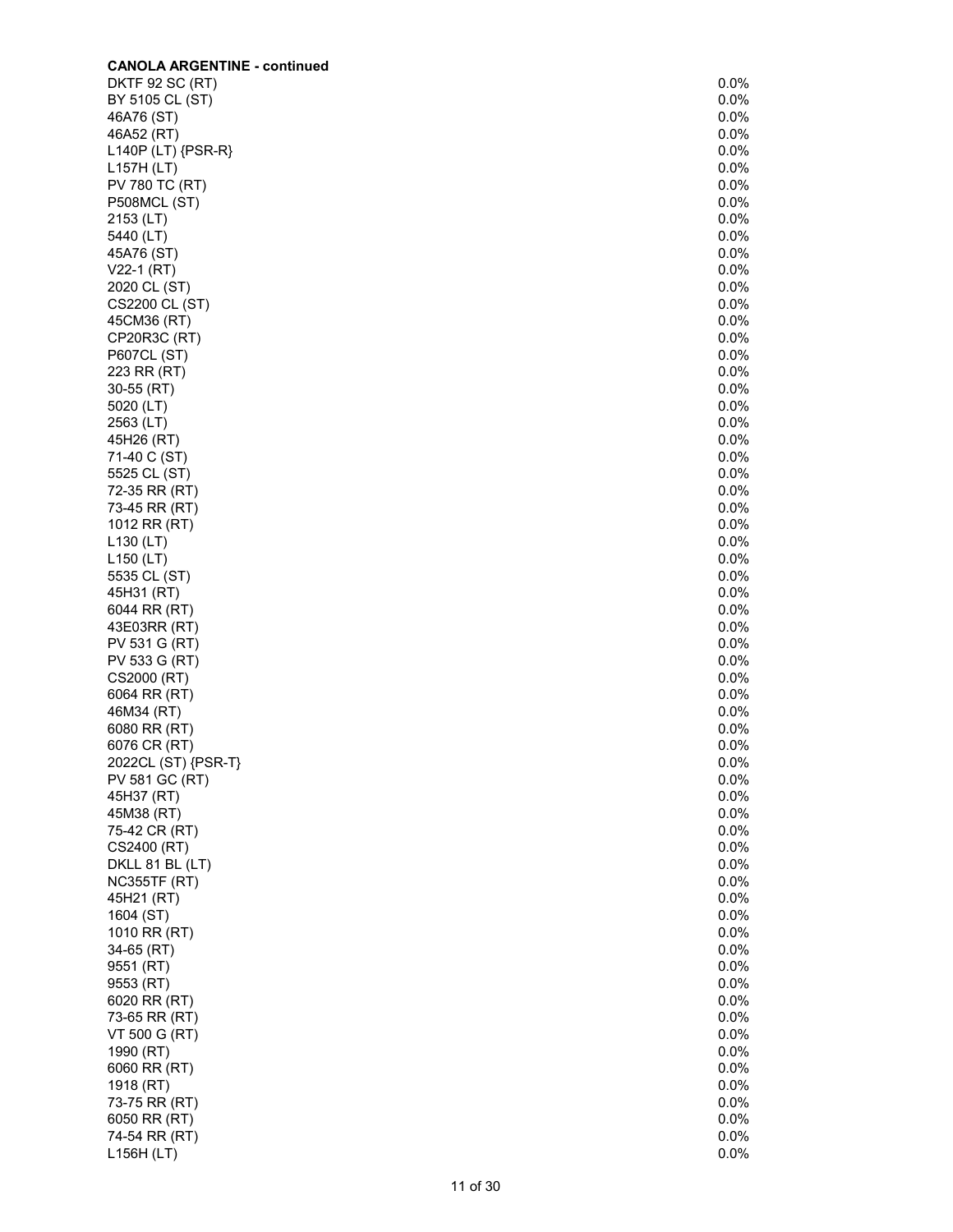**CANOLA ARGENTINE - continued**

| | |
|---|---|
| DKTF 92 SC (RT) | 0.0% |
| BY 5105 CL (ST) | 0.0% |
| 46A76 (ST) | 0.0% |
| 46A52 (RT) | 0.0% |
| L140P (LT) {PSR-R} | 0.0% |
| L157H (LT) | 0.0% |
| PV 780 TC (RT) | 0.0% |
| P508MCL (ST) | 0.0% |
| 2153 (LT) | 0.0% |
| 5440 (LT) | 0.0% |
| 45A76 (ST) | 0.0% |
| V22-1 (RT) | 0.0% |
| 2020 CL (ST) | 0.0% |
| CS2200 CL (ST) | 0.0% |
| 45CM36 (RT) | 0.0% |
| CP20R3C (RT) | 0.0% |
| P607CL (ST) | 0.0% |
| 223 RR (RT) | 0.0% |
| 30-55 (RT) | 0.0% |
| 5020 (LT) | 0.0% |
| 2563 (LT) | 0.0% |
| 45H26 (RT) | 0.0% |
| 71-40 C (ST) | 0.0% |
| 5525 CL (ST) | 0.0% |
| 72-35 RR (RT) | 0.0% |
| 73-45 RR (RT) | 0.0% |
| 1012 RR (RT) | 0.0% |
| L130 (LT) | 0.0% |
| L150 (LT) | 0.0% |
| 5535 CL (ST) | 0.0% |
| 45H31 (RT) | 0.0% |
| 6044 RR (RT) | 0.0% |
| 43E03RR (RT) | 0.0% |
| PV 531 G (RT) | 0.0% |
| PV 533 G (RT) | 0.0% |
| CS2000 (RT) | 0.0% |
| 6064 RR (RT) | 0.0% |
| 46M34 (RT) | 0.0% |
| 6080 RR (RT) | 0.0% |
| 6076 CR (RT) | 0.0% |
| 2022CL (ST) {PSR-T} | 0.0% |
| PV 581 GC (RT) | 0.0% |
| 45H37 (RT) | 0.0% |
| 45M38 (RT) | 0.0% |
| 75-42 CR (RT) | 0.0% |
| CS2400 (RT) | 0.0% |
| DKLL 81 BL (LT) | 0.0% |
| NC355TF (RT) | 0.0% |
| 45H21 (RT) | 0.0% |
| 1604 (ST) | 0.0% |
| 1010 RR (RT) | 0.0% |
| 34-65 (RT) | 0.0% |
| 9551 (RT) | 0.0% |
| 9553 (RT) | 0.0% |
| 6020 RR (RT) | 0.0% |
| 73-65 RR (RT) | 0.0% |
| VT 500 G (RT) | 0.0% |
| 1990 (RT) | 0.0% |
| 6060 RR (RT) | 0.0% |
| 1918 (RT) | 0.0% |
| 73-75 RR (RT) | 0.0% |
| 6050 RR (RT) | 0.0% |
| 74-54 RR (RT) | 0.0% |
| L156H (LT) | 0.0% |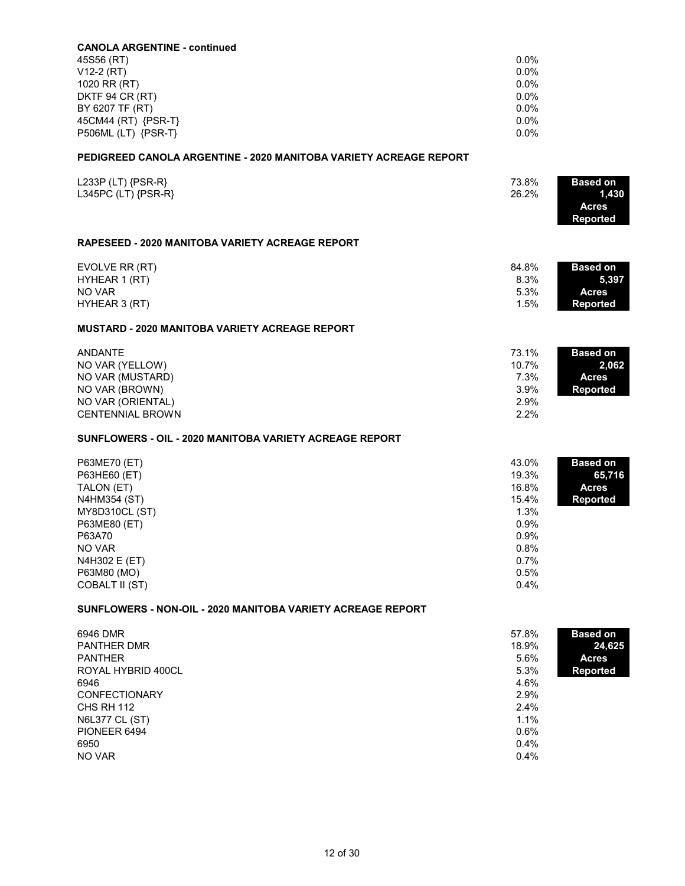**CANOLA ARGENTINE - continued**

| | |
|---|---|
| 45S56 (RT) | 0.0% |
| V12-2 (RT) | 0.0% |
| 1020 RR (RT) | 0.0% |
| DKTF 94 CR (RT) | 0.0% |
| BY 6207 TF (RT) | 0.0% |
| 45CM44 (RT) {PSR-T} | 0.0% |
| P506ML (LT) {PSR-T} | 0.0% |

**PEDIGREED CANOLA ARGENTINE - 2020 MANITOBA VARIETY ACREAGE REPORT**

**Based on 1,430 Acres Reported**

| | |
|---|---|
| L233P (LT) {PSR-R} | 73.8% |
| L345PC (LT) {PSR-R} | 26.2% |

**RAPESEED - 2020 MANITOBA VARIETY ACREAGE REPORT**

**Based on 5,397 Acres Reported**

| | |
|---|---|
| EVOLVE RR (RT) | 84.8% |
| HYHEAR 1 (RT) | 8.3% |
| NO VAR | 5.3% |
| HYHEAR 3 (RT) | 1.5% |

**MUSTARD - 2020 MANITOBA VARIETY ACREAGE REPORT**

**Based on 2,062 Acres Reported**

| | |
|---|---|
| ANDANTE | 73.1% |
| NO VAR (YELLOW) | 10.7% |
| NO VAR (MUSTARD) | 7.3% |
| NO VAR (BROWN) | 3.9% |
| NO VAR (ORIENTAL) | 2.9% |
| CENTENNIAL BROWN | 2.2% |

**SUNFLOWERS - OIL - 2020 MANITOBA VARIETY ACREAGE REPORT**

**Based on 65,716 Acres Reported**

| | |
|---|---|
| P63ME70 (ET) | 43.0% |
| P63HE60 (ET) | 19.3% |
| TALON (ET) | 16.8% |
| N4HM354 (ST) | 15.4% |
| MY8D310CL (ST) | 1.3% |
| P63ME80 (ET) | 0.9% |
| P63A70 | 0.9% |
| NO VAR | 0.8% |
| N4H302 E (ET) | 0.7% |
| P63M80 (MO) | 0.5% |
| COBALT II (ST) | 0.4% |

**SUNFLOWERS - NON-OIL - 2020 MANITOBA VARIETY ACREAGE REPORT**

**Based on 24,625 Acres Reported**

| | |
|---|---|
| 6946 DMR | 57.8% |
| PANTHER DMR | 18.9% |
| PANTHER | 5.6% |
| ROYAL HYBRID 400CL | 5.3% |
| 6946 | 4.6% |
| CONFECTIONARY | 2.9% |
| CHS RH 112 | 2.4% |
| N6L377 CL (ST) | 1.1% |
| PIONEER 6494 | 0.6% |
| 6950 | 0.4% |
| NO VAR | 0.4% |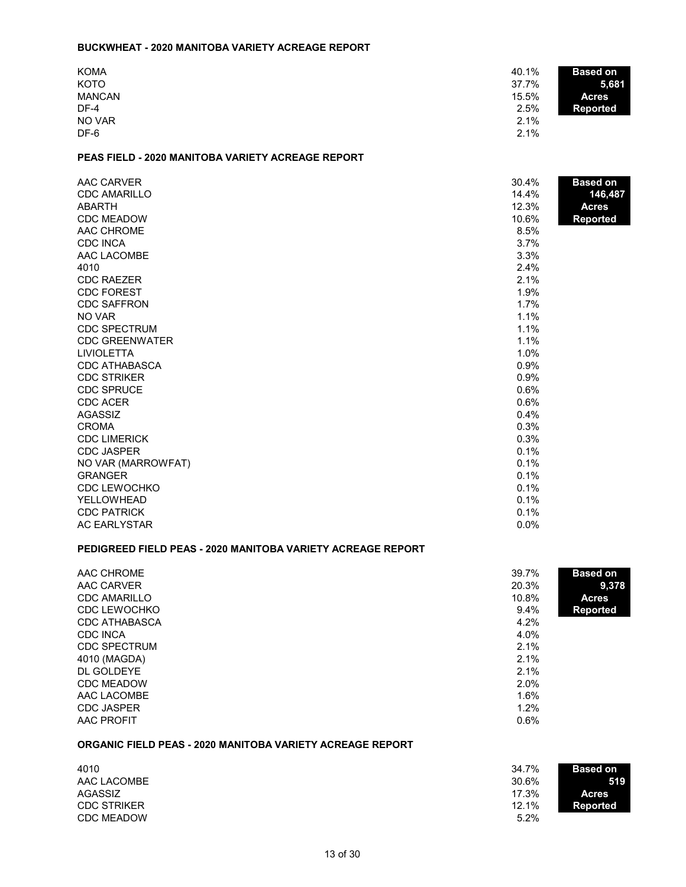### BUCKWHEAT - 2020 MANITOBA VARIETY ACREAGE REPORT

| Variety | % |
|---|---|
| KOMA | 40.1% |
| KOTO | 37.7% |
| MANCAN | 15.5% |
| DF-4 | 2.5% |
| NO VAR | 2.1% |
| DF-6 | 2.1% |

**Based on 5,681 Acres Reported**

### PEAS FIELD - 2020 MANITOBA VARIETY ACREAGE REPORT

| Variety | % |
|---|---|
| AAC CARVER | 30.4% |
| CDC AMARILLO | 14.4% |
| ABARTH | 12.3% |
| CDC MEADOW | 10.6% |
| AAC CHROME | 8.5% |
| CDC INCA | 3.7% |
| AAC LACOMBE | 3.3% |
| 4010 | 2.4% |
| CDC RAEZER | 2.1% |
| CDC FOREST | 1.9% |
| CDC SAFFRON | 1.7% |
| NO VAR | 1.1% |
| CDC SPECTRUM | 1.1% |
| CDC GREENWATER | 1.1% |
| LIVIOLETTA | 1.0% |
| CDC ATHABASCA | 0.9% |
| CDC STRIKER | 0.9% |
| CDC SPRUCE | 0.6% |
| CDC ACER | 0.6% |
| AGASSIZ | 0.4% |
| CROMA | 0.3% |
| CDC LIMERICK | 0.3% |
| CDC JASPER | 0.1% |
| NO VAR (MARROWFAT) | 0.1% |
| GRANGER | 0.1% |
| CDC LEWOCHKO | 0.1% |
| YELLOWHEAD | 0.1% |
| CDC PATRICK | 0.1% |
| AC EARLYSTAR | 0.0% |

**Based on 146,487 Acres Reported**

### PEDIGREED FIELD PEAS - 2020 MANITOBA VARIETY ACREAGE REPORT

| Variety | % |
|---|---|
| AAC CHROME | 39.7% |
| AAC CARVER | 20.3% |
| CDC AMARILLO | 10.8% |
| CDC LEWOCHKO | 9.4% |
| CDC ATHABASCA | 4.2% |
| CDC INCA | 4.0% |
| CDC SPECTRUM | 2.1% |
| 4010 (MAGDA) | 2.1% |
| DL GOLDEYE | 2.1% |
| CDC MEADOW | 2.0% |
| AAC LACOMBE | 1.6% |
| CDC JASPER | 1.2% |
| AAC PROFIT | 0.6% |

**Based on 9,378 Acres Reported**

### ORGANIC FIELD PEAS - 2020 MANITOBA VARIETY ACREAGE REPORT

| Variety | % |
|---|---|
| 4010 | 34.7% |
| AAC LACOMBE | 30.6% |
| AGASSIZ | 17.3% |
| CDC STRIKER | 12.1% |
| CDC MEADOW | 5.2% |

**Based on 519 Acres Reported**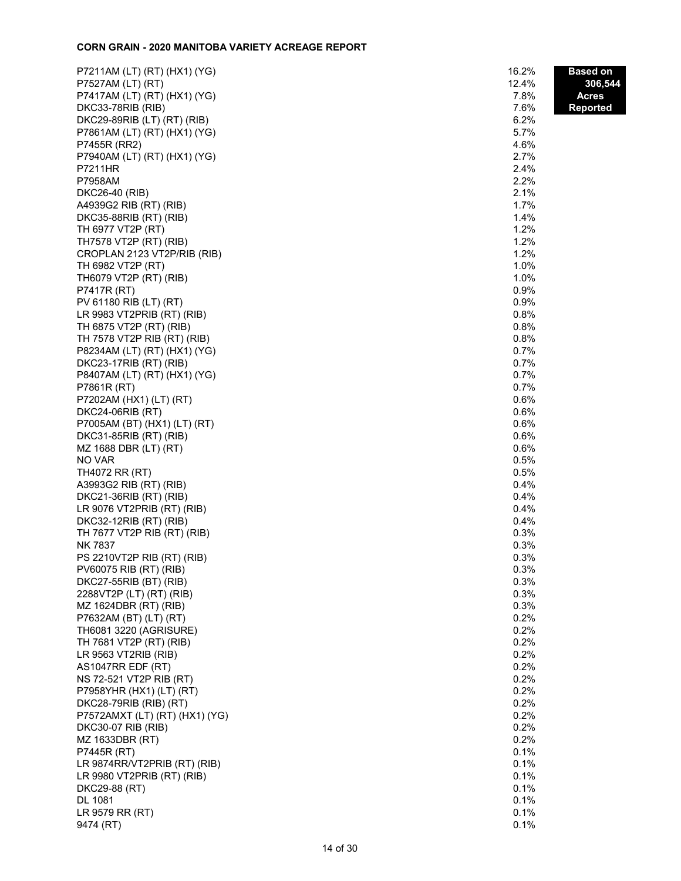**CORN GRAIN - 2020 MANITOBA VARIETY ACREAGE REPORT**

**Based on 306,544 Acres Reported**

| Variety | % |
|---|---|
| P7211AM (LT) (RT) (HX1) (YG) | 16.2% |
| P7527AM (LT) (RT) | 12.4% |
| P7417AM (LT) (RT) (HX1) (YG) | 7.8% |
| DKC33-78RIB (RIB) | 7.6% |
| DKC29-89RIB (LT) (RT) (RIB) | 6.2% |
| P7861AM (LT) (RT) (HX1) (YG) | 5.7% |
| P7455R (RR2) | 4.6% |
| P7940AM (LT) (RT) (HX1) (YG) | 2.7% |
| P7211HR | 2.4% |
| P7958AM | 2.2% |
| DKC26-40 (RIB) | 2.1% |
| A4939G2 RIB (RT) (RIB) | 1.7% |
| DKC35-88RIB (RT) (RIB) | 1.4% |
| TH 6977 VT2P (RT) | 1.2% |
| TH7578 VT2P (RT) (RIB) | 1.2% |
| CROPLAN 2123 VT2P/RIB (RIB) | 1.2% |
| TH 6982 VT2P (RT) | 1.0% |
| TH6079 VT2P (RT) (RIB) | 1.0% |
| P7417R (RT) | 0.9% |
| PV 61180 RIB (LT) (RT) | 0.9% |
| LR 9983 VT2PRIB (RT) (RIB) | 0.8% |
| TH 6875 VT2P (RT) (RIB) | 0.8% |
| TH 7578 VT2P RIB (RT) (RIB) | 0.8% |
| P8234AM (LT) (RT) (HX1) (YG) | 0.7% |
| DKC23-17RIB (RT) (RIB) | 0.7% |
| P8407AM (LT) (RT) (HX1) (YG) | 0.7% |
| P7861R (RT) | 0.7% |
| P7202AM (HX1) (LT) (RT) | 0.6% |
| DKC24-06RIB (RT) | 0.6% |
| P7005AM (BT) (HX1) (LT) (RT) | 0.6% |
| DKC31-85RIB (RT) (RIB) | 0.6% |
| MZ 1688 DBR (LT) (RT) | 0.6% |
| NO VAR | 0.5% |
| TH4072 RR (RT) | 0.5% |
| A3993G2 RIB (RT) (RIB) | 0.4% |
| DKC21-36RIB (RT) (RIB) | 0.4% |
| LR 9076 VT2PRIB (RT) (RIB) | 0.4% |
| DKC32-12RIB (RT) (RIB) | 0.4% |
| TH 7677 VT2P RIB (RT) (RIB) | 0.3% |
| NK 7837 | 0.3% |
| PS 2210VT2P RIB (RT) (RIB) | 0.3% |
| PV60075 RIB (RT) (RIB) | 0.3% |
| DKC27-55RIB (BT) (RIB) | 0.3% |
| 2288VT2P (LT) (RT) (RIB) | 0.3% |
| MZ 1624DBR (RT) (RIB) | 0.3% |
| P7632AM (BT) (LT) (RT) | 0.2% |
| TH6081 3220 (AGRISURE) | 0.2% |
| TH 7681 VT2P (RT) (RIB) | 0.2% |
| LR 9563 VT2RIB (RIB) | 0.2% |
| AS1047RR EDF (RT) | 0.2% |
| NS 72-521 VT2P RIB (RT) | 0.2% |
| P7958YHR (HX1) (LT) (RT) | 0.2% |
| DKC28-79RIB (RIB) (RT) | 0.2% |
| P7572AMXT (LT) (RT) (HX1) (YG) | 0.2% |
| DKC30-07 RIB (RIB) | 0.2% |
| MZ 1633DBR (RT) | 0.2% |
| P7445R (RT) | 0.1% |
| LR 9874RR/VT2PRIB (RT) (RIB) | 0.1% |
| LR 9980 VT2PRIB (RT) (RIB) | 0.1% |
| DKC29-88 (RT) | 0.1% |
| DL 1081 | 0.1% |
| LR 9579 RR (RT) | 0.1% |
| 9474 (RT) | 0.1% |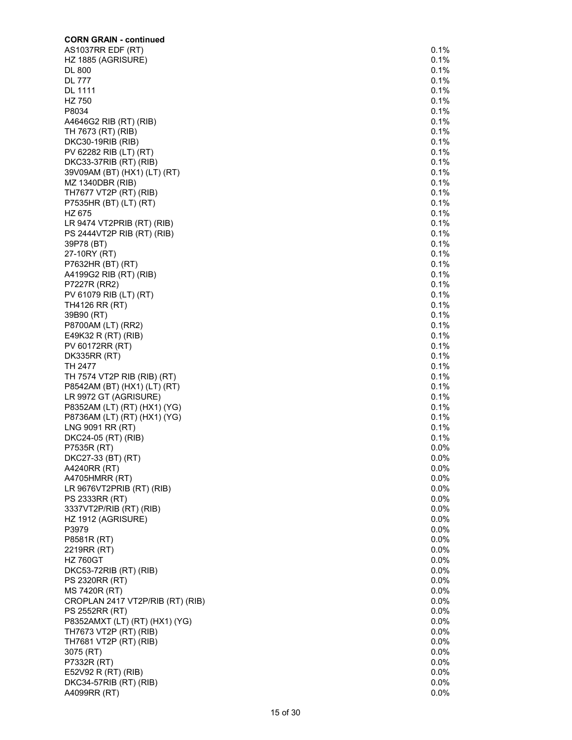**CORN GRAIN - continued**

| | |
|---|---|
| AS1037RR EDF (RT) | 0.1% |
| HZ 1885 (AGRISURE) | 0.1% |
| DL 800 | 0.1% |
| DL 777 | 0.1% |
| DL 1111 | 0.1% |
| HZ 750 | 0.1% |
| P8034 | 0.1% |
| A4646G2 RIB (RT) (RIB) | 0.1% |
| TH 7673 (RT) (RIB) | 0.1% |
| DKC30-19RIB (RIB) | 0.1% |
| PV 62282 RIB (LT) (RT) | 0.1% |
| DKC33-37RIB (RT) (RIB) | 0.1% |
| 39V09AM (BT) (HX1) (LT) (RT) | 0.1% |
| MZ 1340DBR (RIB) | 0.1% |
| TH7677 VT2P (RT) (RIB) | 0.1% |
| P7535HR (BT) (LT) (RT) | 0.1% |
| HZ 675 | 0.1% |
| LR 9474 VT2PRIB (RT) (RIB) | 0.1% |
| PS 2444VT2P RIB (RT) (RIB) | 0.1% |
| 39P78 (BT) | 0.1% |
| 27-10RY (RT) | 0.1% |
| P7632HR (BT) (RT) | 0.1% |
| A4199G2 RIB (RT) (RIB) | 0.1% |
| P7227R (RR2) | 0.1% |
| PV 61079 RIB (LT) (RT) | 0.1% |
| TH4126 RR (RT) | 0.1% |
| 39B90 (RT) | 0.1% |
| P8700AM (LT) (RR2) | 0.1% |
| E49K32 R (RT) (RIB) | 0.1% |
| PV 60172RR (RT) | 0.1% |
| DK335RR (RT) | 0.1% |
| TH 2477 | 0.1% |
| TH 7574 VT2P RIB (RIB) (RT) | 0.1% |
| P8542AM (BT) (HX1) (LT) (RT) | 0.1% |
| LR 9972 GT (AGRISURE) | 0.1% |
| P8352AM (LT) (RT) (HX1) (YG) | 0.1% |
| P8736AM (LT) (RT) (HX1) (YG) | 0.1% |
| LNG 9091 RR (RT) | 0.1% |
| DKC24-05 (RT) (RIB) | 0.1% |
| P7535R (RT) | 0.0% |
| DKC27-33 (BT) (RT) | 0.0% |
| A4240RR (RT) | 0.0% |
| A4705HMRR (RT) | 0.0% |
| LR 9676VT2PRIB (RT) (RIB) | 0.0% |
| PS 2333RR (RT) | 0.0% |
| 3337VT2P/RIB (RT) (RIB) | 0.0% |
| HZ 1912 (AGRISURE) | 0.0% |
| P3979 | 0.0% |
| P8581R (RT) | 0.0% |
| 2219RR (RT) | 0.0% |
| HZ 760GT | 0.0% |
| DKC53-72RIB (RT) (RIB) | 0.0% |
| PS 2320RR (RT) | 0.0% |
| MS 7420R (RT) | 0.0% |
| CROPLAN 2417 VT2P/RIB (RT) (RIB) | 0.0% |
| PS 2552RR (RT) | 0.0% |
| P8352AMXT (LT) (RT) (HX1) (YG) | 0.0% |
| TH7673 VT2P (RT) (RIB) | 0.0% |
| TH7681 VT2P (RT) (RIB) | 0.0% |
| 3075 (RT) | 0.0% |
| P7332R (RT) | 0.0% |
| E52V92 R (RT) (RIB) | 0.0% |
| DKC34-57RIB (RT) (RIB) | 0.0% |
| A4099RR (RT) | 0.0% |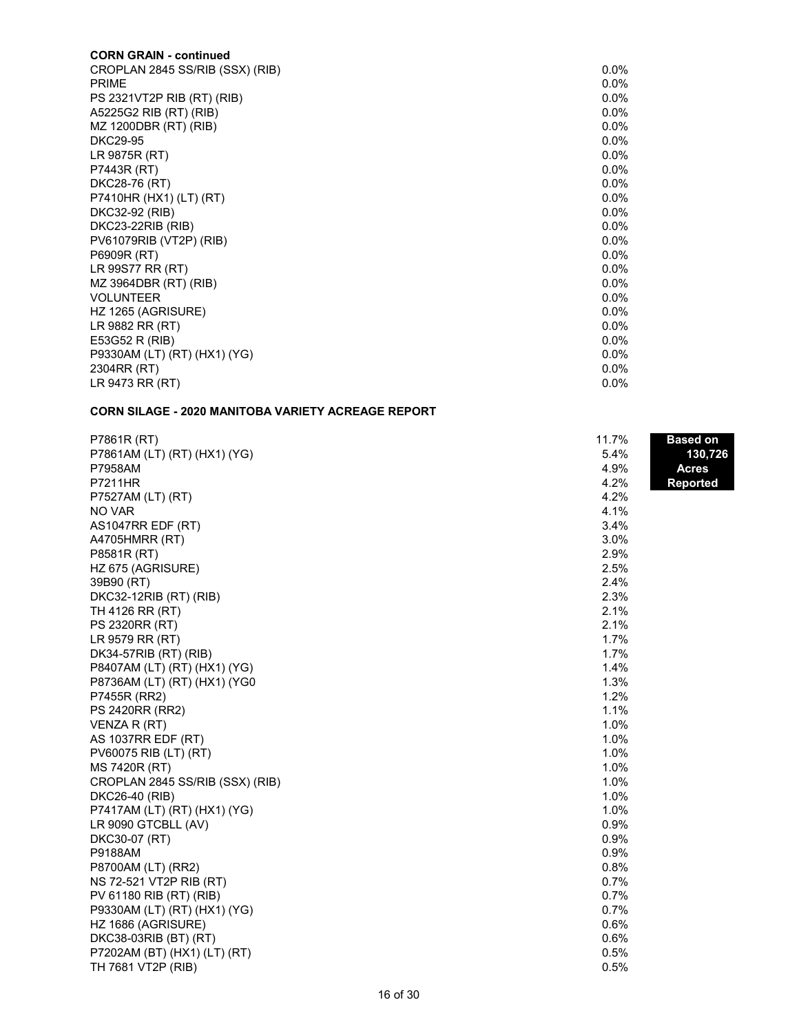**CORN GRAIN - continued**

| Variety | % |
|---|---|
| CROPLAN 2845 SS/RIB (SSX) (RIB) | 0.0% |
| PRIME | 0.0% |
| PS 2321VT2P RIB (RT) (RIB) | 0.0% |
| A5225G2 RIB (RT) (RIB) | 0.0% |
| MZ 1200DBR (RT) (RIB) | 0.0% |
| DKC29-95 | 0.0% |
| LR 9875R (RT) | 0.0% |
| P7443R (RT) | 0.0% |
| DKC28-76 (RT) | 0.0% |
| P7410HR (HX1) (LT) (RT) | 0.0% |
| DKC32-92 (RIB) | 0.0% |
| DKC23-22RIB (RIB) | 0.0% |
| PV61079RIB (VT2P) (RIB) | 0.0% |
| P6909R (RT) | 0.0% |
| LR 99S77 RR (RT) | 0.0% |
| MZ 3964DBR (RT) (RIB) | 0.0% |
| VOLUNTEER | 0.0% |
| HZ 1265 (AGRISURE) | 0.0% |
| LR 9882 RR (RT) | 0.0% |
| E53G52 R (RIB) | 0.0% |
| P9330AM (LT) (RT) (HX1) (YG) | 0.0% |
| 2304RR (RT) | 0.0% |
| LR 9473 RR (RT) | 0.0% |

**CORN SILAGE - 2020 MANITOBA VARIETY ACREAGE REPORT**

**Based on 130,726 Acres Reported**

| Variety | % |
|---|---|
| P7861R (RT) | 11.7% |
| P7861AM (LT) (RT) (HX1) (YG) | 5.4% |
| P7958AM | 4.9% |
| P7211HR | 4.2% |
| P7527AM (LT) (RT) | 4.2% |
| NO VAR | 4.1% |
| AS1047RR EDF (RT) | 3.4% |
| A4705HMRR (RT) | 3.0% |
| P8581R (RT) | 2.9% |
| HZ 675 (AGRISURE) | 2.5% |
| 39B90 (RT) | 2.4% |
| DKC32-12RIB (RT) (RIB) | 2.3% |
| TH 4126 RR (RT) | 2.1% |
| PS 2320RR (RT) | 2.1% |
| LR 9579 RR (RT) | 1.7% |
| DK34-57RIB (RT) (RIB) | 1.7% |
| P8407AM (LT) (RT) (HX1) (YG) | 1.4% |
| P8736AM (LT) (RT) (HX1) (YG0 | 1.3% |
| P7455R (RR2) | 1.2% |
| PS 2420RR (RR2) | 1.1% |
| VENZA R (RT) | 1.0% |
| AS 1037RR EDF (RT) | 1.0% |
| PV60075 RIB (LT) (RT) | 1.0% |
| MS 7420R (RT) | 1.0% |
| CROPLAN 2845 SS/RIB (SSX) (RIB) | 1.0% |
| DKC26-40 (RIB) | 1.0% |
| P7417AM (LT) (RT) (HX1) (YG) | 1.0% |
| LR 9090 GTCBLL (AV) | 0.9% |
| DKC30-07 (RT) | 0.9% |
| P9188AM | 0.9% |
| P8700AM (LT) (RR2) | 0.8% |
| NS 72-521 VT2P RIB (RT) | 0.7% |
| PV 61180 RIB (RT) (RIB) | 0.7% |
| P9330AM (LT) (RT) (HX1) (YG) | 0.7% |
| HZ 1686 (AGRISURE) | 0.6% |
| DKC38-03RIB (BT) (RT) | 0.6% |
| P7202AM (BT) (HX1) (LT) (RT) | 0.5% |
| TH 7681 VT2P (RIB) | 0.5% |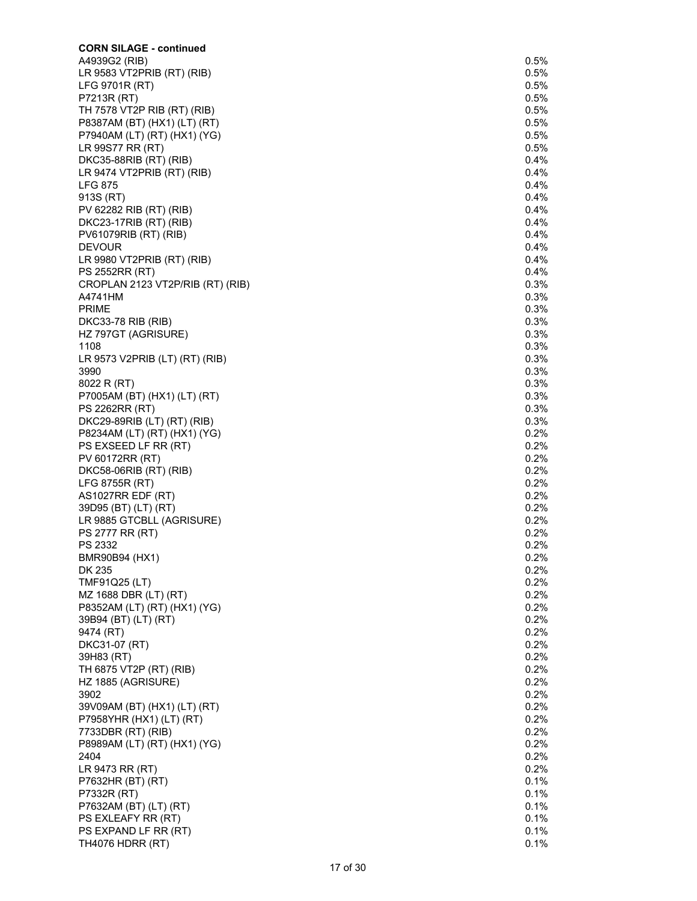**CORN SILAGE - continued**

| | |
|---|---|
| A4939G2 (RIB) | 0.5% |
| LR 9583 VT2PRIB (RT) (RIB) | 0.5% |
| LFG 9701R (RT) | 0.5% |
| P7213R (RT) | 0.5% |
| TH 7578 VT2P RIB (RT) (RIB) | 0.5% |
| P8387AM (BT) (HX1) (LT) (RT) | 0.5% |
| P7940AM (LT) (RT) (HX1) (YG) | 0.5% |
| LR 99S77 RR (RT) | 0.5% |
| DKC35-88RIB (RT) (RIB) | 0.4% |
| LR 9474 VT2PRIB (RT) (RIB) | 0.4% |
| LFG 875 | 0.4% |
| 913S (RT) | 0.4% |
| PV 62282 RIB (RT) (RIB) | 0.4% |
| DKC23-17RIB (RT) (RIB) | 0.4% |
| PV61079RIB (RT) (RIB) | 0.4% |
| DEVOUR | 0.4% |
| LR 9980 VT2PRIB (RT) (RIB) | 0.4% |
| PS 2552RR (RT) | 0.4% |
| CROPLAN 2123 VT2P/RIB (RT) (RIB) | 0.3% |
| A4741HM | 0.3% |
| PRIME | 0.3% |
| DKC33-78 RIB (RIB) | 0.3% |
| HZ 797GT (AGRISURE) | 0.3% |
| 1108 | 0.3% |
| LR 9573 V2PRIB (LT) (RT) (RIB) | 0.3% |
| 3990 | 0.3% |
| 8022 R (RT) | 0.3% |
| P7005AM (BT) (HX1) (LT) (RT) | 0.3% |
| PS 2262RR (RT) | 0.3% |
| DKC29-89RIB (LT) (RT) (RIB) | 0.3% |
| P8234AM (LT) (RT) (HX1) (YG) | 0.2% |
| PS EXSEED LF RR (RT) | 0.2% |
| PV 60172RR (RT) | 0.2% |
| DKC58-06RIB (RT) (RIB) | 0.2% |
| LFG 8755R (RT) | 0.2% |
| AS1027RR EDF (RT) | 0.2% |
| 39D95 (BT) (LT) (RT) | 0.2% |
| LR 9885 GTCBLL (AGRISURE) | 0.2% |
| PS 2777 RR (RT) | 0.2% |
| PS 2332 | 0.2% |
| BMR90B94 (HX1) | 0.2% |
| DK 235 | 0.2% |
| TMF91Q25 (LT) | 0.2% |
| MZ 1688 DBR (LT) (RT) | 0.2% |
| P8352AM (LT) (RT) (HX1) (YG) | 0.2% |
| 39B94 (BT) (LT) (RT) | 0.2% |
| 9474 (RT) | 0.2% |
| DKC31-07 (RT) | 0.2% |
| 39H83 (RT) | 0.2% |
| TH 6875 VT2P (RT) (RIB) | 0.2% |
| HZ 1885 (AGRISURE) | 0.2% |
| 3902 | 0.2% |
| 39V09AM (BT) (HX1) (LT) (RT) | 0.2% |
| P7958YHR (HX1) (LT) (RT) | 0.2% |
| 7733DBR (RT) (RIB) | 0.2% |
| P8989AM (LT) (RT) (HX1) (YG) | 0.2% |
| 2404 | 0.2% |
| LR 9473 RR (RT) | 0.2% |
| P7632HR (BT) (RT) | 0.1% |
| P7332R (RT) | 0.1% |
| P7632AM (BT) (LT) (RT) | 0.1% |
| PS EXLEAFY RR (RT) | 0.1% |
| PS EXPAND LF RR (RT) | 0.1% |
| TH4076 HDRR (RT) | 0.1% |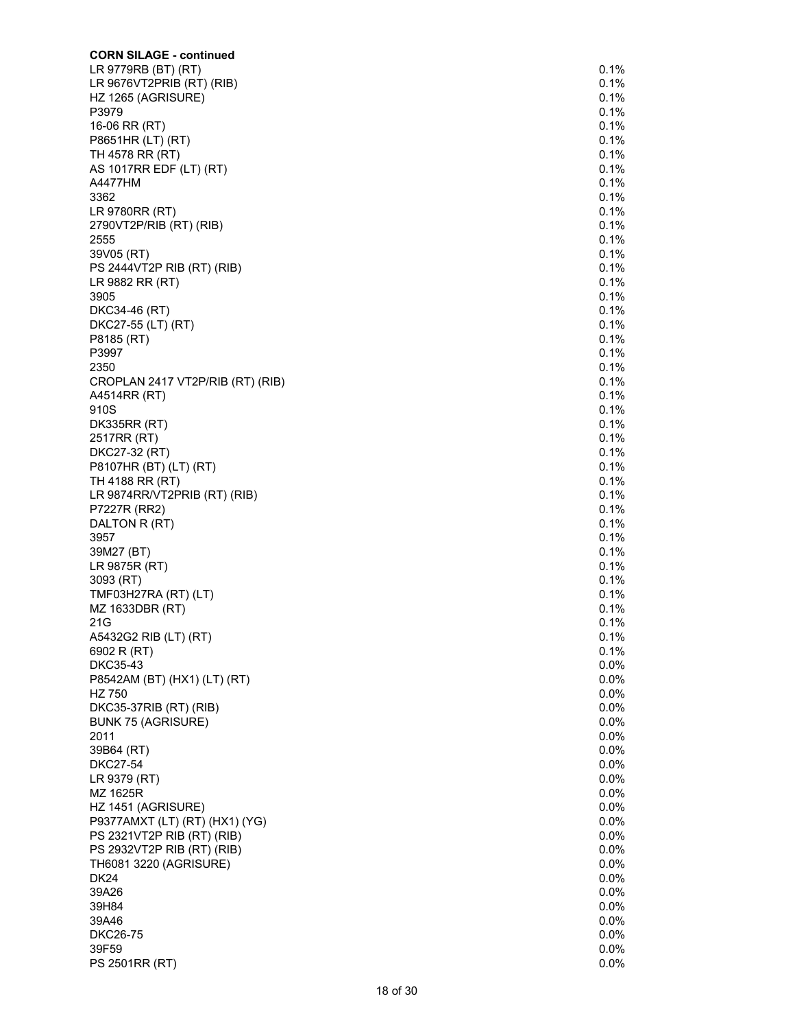**CORN SILAGE - continued**

| | |
|---|---|
| LR 9779RB (BT) (RT) | 0.1% |
| LR 9676VT2PRIB (RT) (RIB) | 0.1% |
| HZ 1265 (AGRISURE) | 0.1% |
| P3979 | 0.1% |
| 16-06 RR (RT) | 0.1% |
| P8651HR (LT) (RT) | 0.1% |
| TH 4578 RR (RT) | 0.1% |
| AS 1017RR EDF (LT) (RT) | 0.1% |
| A4477HM | 0.1% |
| 3362 | 0.1% |
| LR 9780RR (RT) | 0.1% |
| 2790VT2P/RIB (RT) (RIB) | 0.1% |
| 2555 | 0.1% |
| 39V05 (RT) | 0.1% |
| PS 2444VT2P RIB (RT) (RIB) | 0.1% |
| LR 9882 RR (RT) | 0.1% |
| 3905 | 0.1% |
| DKC34-46 (RT) | 0.1% |
| DKC27-55 (LT) (RT) | 0.1% |
| P8185 (RT) | 0.1% |
| P3997 | 0.1% |
| 2350 | 0.1% |
| CROPLAN 2417 VT2P/RIB (RT) (RIB) | 0.1% |
| A4514RR (RT) | 0.1% |
| 910S | 0.1% |
| DK335RR (RT) | 0.1% |
| 2517RR (RT) | 0.1% |
| DKC27-32 (RT) | 0.1% |
| P8107HR (BT) (LT) (RT) | 0.1% |
| TH 4188 RR (RT) | 0.1% |
| LR 9874RR/VT2PRIB (RT) (RIB) | 0.1% |
| P7227R (RR2) | 0.1% |
| DALTON R (RT) | 0.1% |
| 3957 | 0.1% |
| 39M27 (BT) | 0.1% |
| LR 9875R (RT) | 0.1% |
| 3093 (RT) | 0.1% |
| TMF03H27RA (RT) (LT) | 0.1% |
| MZ 1633DBR (RT) | 0.1% |
| 21G | 0.1% |
| A5432G2 RIB (LT) (RT) | 0.1% |
| 6902 R (RT) | 0.1% |
| DKC35-43 | 0.0% |
| P8542AM (BT) (HX1) (LT) (RT) | 0.0% |
| HZ 750 | 0.0% |
| DKC35-37RIB (RT) (RIB) | 0.0% |
| BUNK 75 (AGRISURE) | 0.0% |
| 2011 | 0.0% |
| 39B64 (RT) | 0.0% |
| DKC27-54 | 0.0% |
| LR 9379 (RT) | 0.0% |
| MZ 1625R | 0.0% |
| HZ 1451 (AGRISURE) | 0.0% |
| P9377AMXT (LT) (RT) (HX1) (YG) | 0.0% |
| PS 2321VT2P RIB (RT) (RIB) | 0.0% |
| PS 2932VT2P RIB (RT) (RIB) | 0.0% |
| TH6081 3220 (AGRISURE) | 0.0% |
| DK24 | 0.0% |
| 39A26 | 0.0% |
| 39H84 | 0.0% |
| 39A46 | 0.0% |
| DKC26-75 | 0.0% |
| 39F59 | 0.0% |
| PS 2501RR (RT) | 0.0% |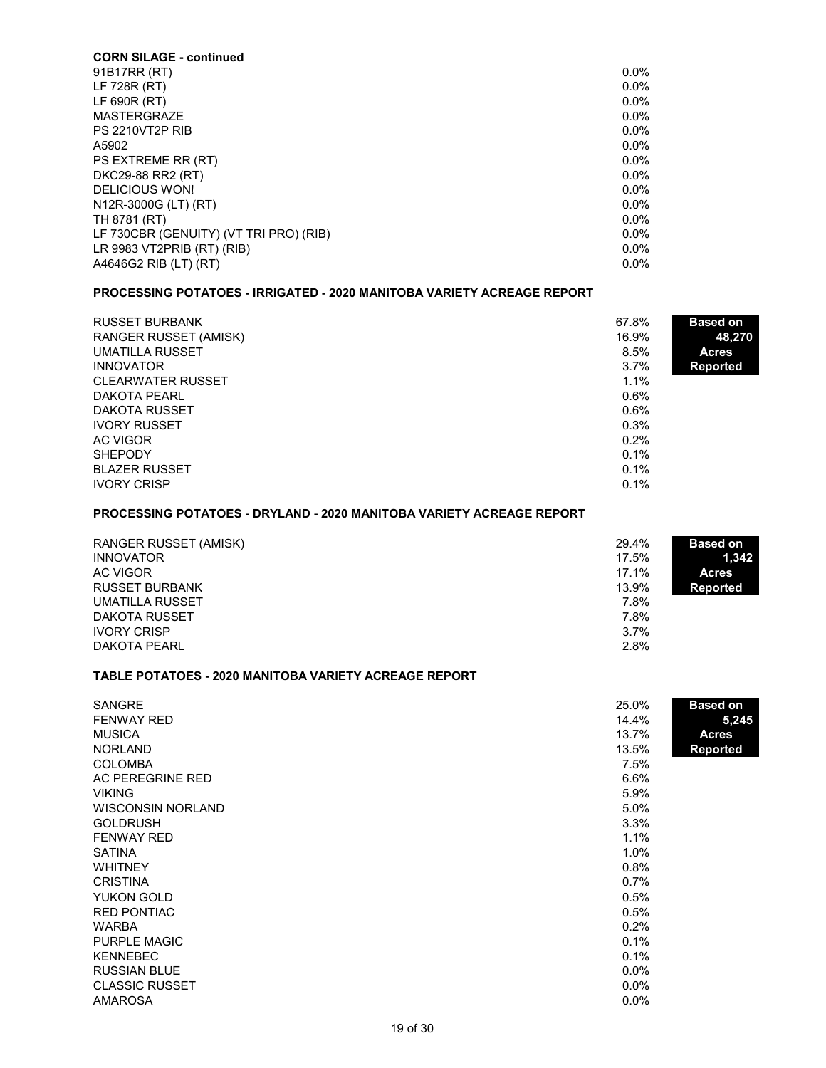**CORN SILAGE - continued**

| Variety | % |
|---|---|
| 91B17RR (RT) | 0.0% |
| LF 728R (RT) | 0.0% |
| LF 690R (RT) | 0.0% |
| MASTERGRAZE | 0.0% |
| PS 2210VT2P RIB | 0.0% |
| A5902 | 0.0% |
| PS EXTREME RR (RT) | 0.0% |
| DKC29-88 RR2 (RT) | 0.0% |
| DELICIOUS WON! | 0.0% |
| N12R-3000G (LT) (RT) | 0.0% |
| TH 8781 (RT) | 0.0% |
| LF 730CBR (GENUITY) (VT TRI PRO) (RIB) | 0.0% |
| LR 9983 VT2PRIB (RT) (RIB) | 0.0% |
| A4646G2 RIB (LT) (RT) | 0.0% |

**PROCESSING POTATOES - IRRIGATED - 2020 MANITOBA VARIETY ACREAGE REPORT**

**Based on 48,270 Acres Reported**

| Variety | % |
|---|---|
| RUSSET BURBANK | 67.8% |
| RANGER RUSSET (AMISK) | 16.9% |
| UMATILLA RUSSET | 8.5% |
| INNOVATOR | 3.7% |
| CLEARWATER RUSSET | 1.1% |
| DAKOTA PEARL | 0.6% |
| DAKOTA RUSSET | 0.6% |
| IVORY RUSSET | 0.3% |
| AC VIGOR | 0.2% |
| SHEPODY | 0.1% |
| BLAZER RUSSET | 0.1% |
| IVORY CRISP | 0.1% |

**PROCESSING POTATOES - DRYLAND - 2020 MANITOBA VARIETY ACREAGE REPORT**

**Based on 1,342 Acres Reported**

| Variety | % |
|---|---|
| RANGER RUSSET (AMISK) | 29.4% |
| INNOVATOR | 17.5% |
| AC VIGOR | 17.1% |
| RUSSET BURBANK | 13.9% |
| UMATILLA RUSSET | 7.8% |
| DAKOTA RUSSET | 7.8% |
| IVORY CRISP | 3.7% |
| DAKOTA PEARL | 2.8% |

**TABLE POTATOES - 2020 MANITOBA VARIETY ACREAGE REPORT**

**Based on 5,245 Acres Reported**

| Variety | % |
|---|---|
| SANGRE | 25.0% |
| FENWAY RED | 14.4% |
| MUSICA | 13.7% |
| NORLAND | 13.5% |
| COLOMBA | 7.5% |
| AC PEREGRINE RED | 6.6% |
| VIKING | 5.9% |
| WISCONSIN NORLAND | 5.0% |
| GOLDRUSH | 3.3% |
| FENWAY RED | 1.1% |
| SATINA | 1.0% |
| WHITNEY | 0.8% |
| CRISTINA | 0.7% |
| YUKON GOLD | 0.5% |
| RED PONTIAC | 0.5% |
| WARBA | 0.2% |
| PURPLE MAGIC | 0.1% |
| KENNEBEC | 0.1% |
| RUSSIAN BLUE | 0.0% |
| CLASSIC RUSSET | 0.0% |
| AMAROSA | 0.0% |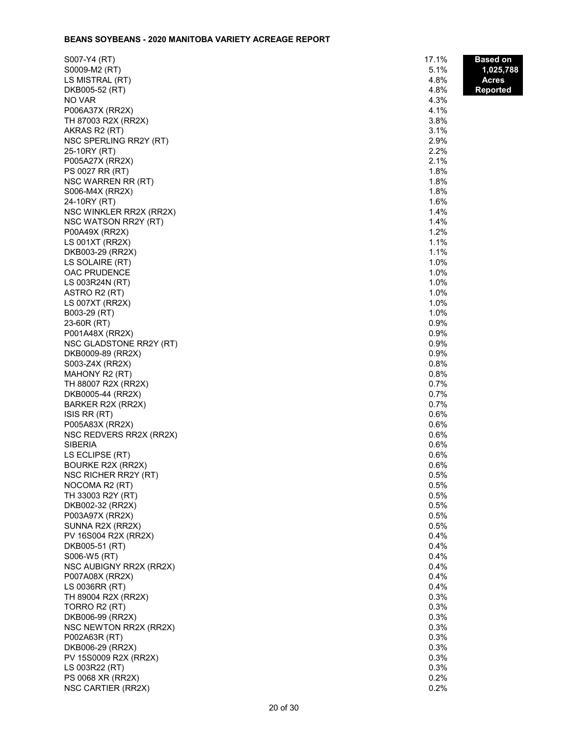**BEANS SOYBEANS - 2020 MANITOBA VARIETY ACREAGE REPORT**

**Based on 1,025,788 Acres Reported**

| Variety | % |
|---|---|
| S007-Y4 (RT) | 17.1% |
| S0009-M2 (RT) | 5.1% |
| LS MISTRAL (RT) | 4.8% |
| DKB005-52 (RT) | 4.8% |
| NO VAR | 4.3% |
| P006A37X (RR2X) | 4.1% |
| TH 87003 R2X (RR2X) | 3.8% |
| AKRAS R2 (RT) | 3.1% |
| NSC SPERLING RR2Y (RT) | 2.9% |
| 25-10RY (RT) | 2.2% |
| P005A27X (RR2X) | 2.1% |
| PS 0027 RR (RT) | 1.8% |
| NSC WARREN RR (RT) | 1.8% |
| S006-M4X (RR2X) | 1.8% |
| 24-10RY (RT) | 1.6% |
| NSC WINKLER RR2X (RR2X) | 1.4% |
| NSC WATSON RR2Y (RT) | 1.4% |
| P00A49X (RR2X) | 1.2% |
| LS 001XT (RR2X) | 1.1% |
| DKB003-29 (RR2X) | 1.1% |
| LS SOLAIRE (RT) | 1.0% |
| OAC PRUDENCE | 1.0% |
| LS 003R24N (RT) | 1.0% |
| ASTRO R2 (RT) | 1.0% |
| LS 007XT (RR2X) | 1.0% |
| B003-29 (RT) | 1.0% |
| 23-60R (RT) | 0.9% |
| P001A48X (RR2X) | 0.9% |
| NSC GLADSTONE RR2Y (RT) | 0.9% |
| DKB0009-89 (RR2X) | 0.9% |
| S003-Z4X (RR2X) | 0.8% |
| MAHONY R2 (RT) | 0.8% |
| TH 88007 R2X (RR2X) | 0.7% |
| DKB0005-44 (RR2X) | 0.7% |
| BARKER R2X (RR2X) | 0.7% |
| ISIS RR (RT) | 0.6% |
| P005A83X (RR2X) | 0.6% |
| NSC REDVERS RR2X (RR2X) | 0.6% |
| SIBERIA | 0.6% |
| LS ECLIPSE (RT) | 0.6% |
| BOURKE R2X (RR2X) | 0.6% |
| NSC RICHER RR2Y (RT) | 0.5% |
| NOCOMA R2 (RT) | 0.5% |
| TH 33003 R2Y (RT) | 0.5% |
| DKB002-32 (RR2X) | 0.5% |
| P003A97X (RR2X) | 0.5% |
| SUNNA R2X (RR2X) | 0.5% |
| PV 16S004 R2X (RR2X) | 0.4% |
| DKB005-51 (RT) | 0.4% |
| S006-W5 (RT) | 0.4% |
| NSC AUBIGNY RR2X (RR2X) | 0.4% |
| P007A08X (RR2X) | 0.4% |
| LS 0036RR (RT) | 0.4% |
| TH 89004 R2X (RR2X) | 0.3% |
| TORRO R2 (RT) | 0.3% |
| DKB006-99 (RR2X) | 0.3% |
| NSC NEWTON RR2X (RR2X) | 0.3% |
| P002A63R (RT) | 0.3% |
| DKB006-29 (RR2X) | 0.3% |
| PV 15S0009 R2X (RR2X) | 0.3% |
| LS 003R22 (RT) | 0.3% |
| PS 0068 XR (RR2X) | 0.2% |
| NSC CARTIER (RR2X) | 0.2% |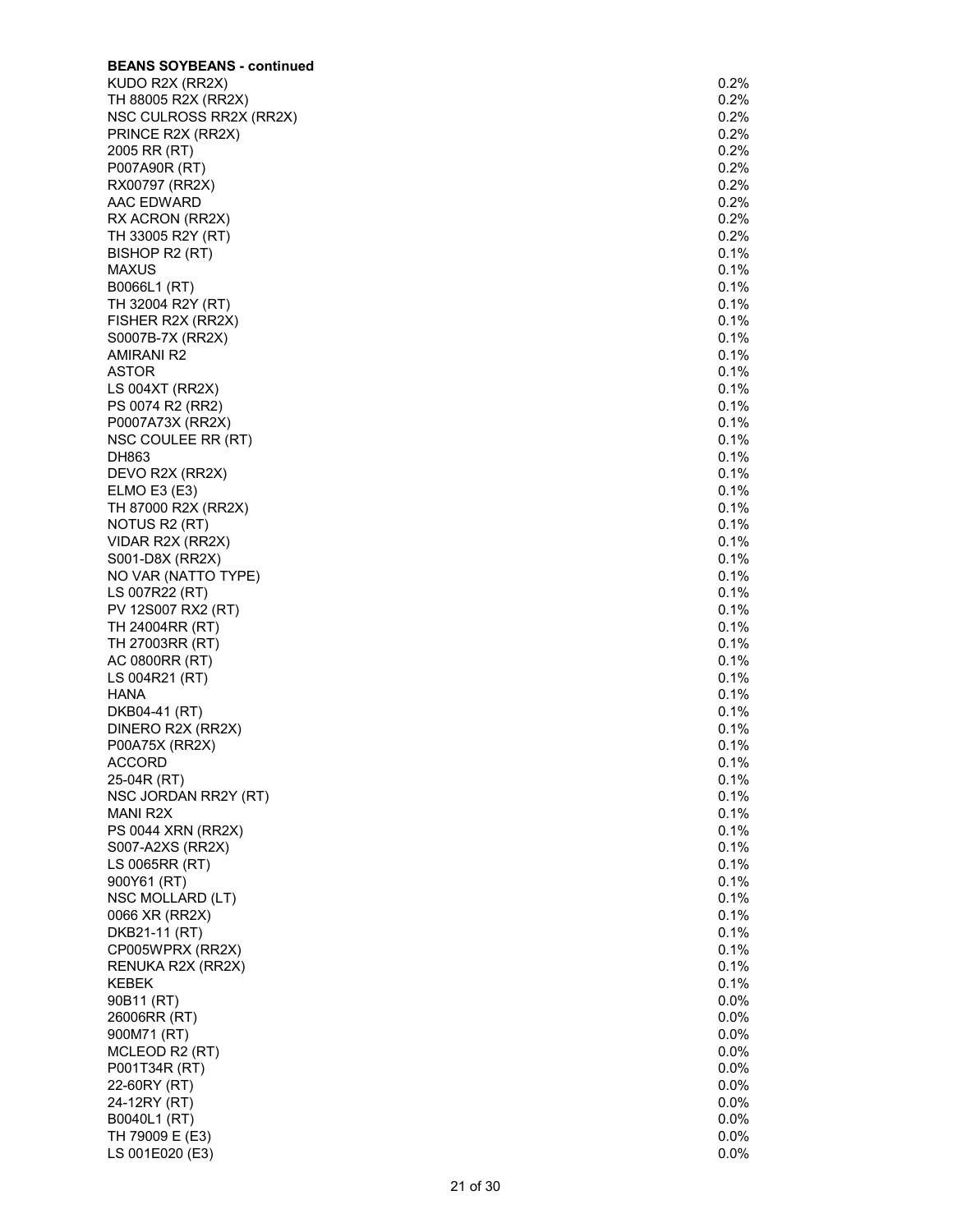**BEANS SOYBEANS - continued**

| | |
|---|---|
| KUDO R2X (RR2X) | 0.2% |
| TH 88005 R2X (RR2X) | 0.2% |
| NSC CULROSS RR2X (RR2X) | 0.2% |
| PRINCE R2X (RR2X) | 0.2% |
| 2005 RR (RT) | 0.2% |
| P007A90R (RT) | 0.2% |
| RX00797 (RR2X) | 0.2% |
| AAC EDWARD | 0.2% |
| RX ACRON (RR2X) | 0.2% |
| TH 33005 R2Y (RT) | 0.2% |
| BISHOP R2 (RT) | 0.1% |
| MAXUS | 0.1% |
| B0066L1 (RT) | 0.1% |
| TH 32004 R2Y (RT) | 0.1% |
| FISHER R2X (RR2X) | 0.1% |
| S0007B-7X (RR2X) | 0.1% |
| AMIRANI R2 | 0.1% |
| ASTOR | 0.1% |
| LS 004XT (RR2X) | 0.1% |
| PS 0074 R2 (RR2) | 0.1% |
| P0007A73X (RR2X) | 0.1% |
| NSC COULEE RR (RT) | 0.1% |
| DH863 | 0.1% |
| DEVO R2X (RR2X) | 0.1% |
| ELMO E3 (E3) | 0.1% |
| TH 87000 R2X (RR2X) | 0.1% |
| NOTUS R2 (RT) | 0.1% |
| VIDAR R2X (RR2X) | 0.1% |
| S001-D8X (RR2X) | 0.1% |
| NO VAR (NATTO TYPE) | 0.1% |
| LS 007R22 (RT) | 0.1% |
| PV 12S007 RX2 (RT) | 0.1% |
| TH 24004RR (RT) | 0.1% |
| TH 27003RR (RT) | 0.1% |
| AC 0800RR (RT) | 0.1% |
| LS 004R21 (RT) | 0.1% |
| HANA | 0.1% |
| DKB04-41 (RT) | 0.1% |
| DINERO R2X (RR2X) | 0.1% |
| P00A75X (RR2X) | 0.1% |
| ACCORD | 0.1% |
| 25-04R (RT) | 0.1% |
| NSC JORDAN RR2Y (RT) | 0.1% |
| MANI R2X | 0.1% |
| PS 0044 XRN (RR2X) | 0.1% |
| S007-A2XS (RR2X) | 0.1% |
| LS 0065RR (RT) | 0.1% |
| 900Y61 (RT) | 0.1% |
| NSC MOLLARD (LT) | 0.1% |
| 0066 XR (RR2X) | 0.1% |
| DKB21-11 (RT) | 0.1% |
| CP005WPRX (RR2X) | 0.1% |
| RENUKA R2X (RR2X) | 0.1% |
| KEBEK | 0.1% |
| 90B11 (RT) | 0.0% |
| 26006RR (RT) | 0.0% |
| 900M71 (RT) | 0.0% |
| MCLEOD R2 (RT) | 0.0% |
| P001T34R (RT) | 0.0% |
| 22-60RY (RT) | 0.0% |
| 24-12RY (RT) | 0.0% |
| B0040L1 (RT) | 0.0% |
| TH 79009 E (E3) | 0.0% |
| LS 001E020 (E3) | 0.0% |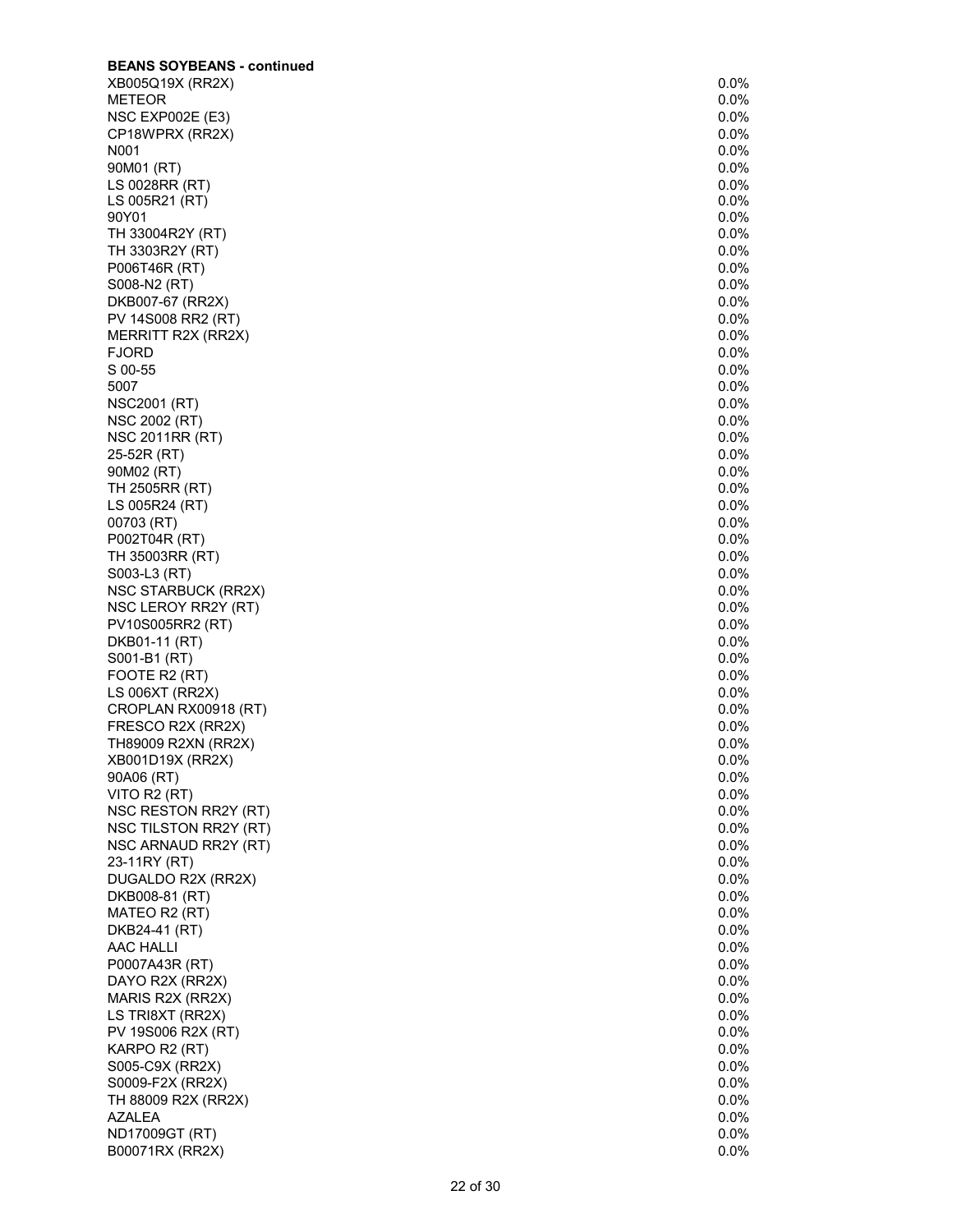**BEANS SOYBEANS - continued**

| | |
|---|---|
| XB005Q19X (RR2X) | 0.0% |
| METEOR | 0.0% |
| NSC EXP002E (E3) | 0.0% |
| CP18WPRX (RR2X) | 0.0% |
| N001 | 0.0% |
| 90M01 (RT) | 0.0% |
| LS 0028RR (RT) | 0.0% |
| LS 005R21 (RT) | 0.0% |
| 90Y01 | 0.0% |
| TH 33004R2Y (RT) | 0.0% |
| TH 3303R2Y (RT) | 0.0% |
| P006T46R (RT) | 0.0% |
| S008-N2 (RT) | 0.0% |
| DKB007-67 (RR2X) | 0.0% |
| PV 14S008 RR2 (RT) | 0.0% |
| MERRITT R2X (RR2X) | 0.0% |
| FJORD | 0.0% |
| S 00-55 | 0.0% |
| 5007 | 0.0% |
| NSC2001 (RT) | 0.0% |
| NSC 2002 (RT) | 0.0% |
| NSC 2011RR (RT) | 0.0% |
| 25-52R (RT) | 0.0% |
| 90M02 (RT) | 0.0% |
| TH 2505RR (RT) | 0.0% |
| LS 005R24 (RT) | 0.0% |
| 00703 (RT) | 0.0% |
| P002T04R (RT) | 0.0% |
| TH 35003RR (RT) | 0.0% |
| S003-L3 (RT) | 0.0% |
| NSC STARBUCK (RR2X) | 0.0% |
| NSC LEROY RR2Y (RT) | 0.0% |
| PV10S005RR2 (RT) | 0.0% |
| DKB01-11 (RT) | 0.0% |
| S001-B1 (RT) | 0.0% |
| FOOTE R2 (RT) | 0.0% |
| LS 006XT (RR2X) | 0.0% |
| CROPLAN RX00918 (RT) | 0.0% |
| FRESCO R2X (RR2X) | 0.0% |
| TH89009 R2XN (RR2X) | 0.0% |
| XB001D19X (RR2X) | 0.0% |
| 90A06 (RT) | 0.0% |
| VITO R2 (RT) | 0.0% |
| NSC RESTON RR2Y (RT) | 0.0% |
| NSC TILSTON RR2Y (RT) | 0.0% |
| NSC ARNAUD RR2Y (RT) | 0.0% |
| 23-11RY (RT) | 0.0% |
| DUGALDO R2X (RR2X) | 0.0% |
| DKB008-81 (RT) | 0.0% |
| MATEO R2 (RT) | 0.0% |
| DKB24-41 (RT) | 0.0% |
| AAC HALLI | 0.0% |
| P0007A43R (RT) | 0.0% |
| DAYO R2X (RR2X) | 0.0% |
| MARIS R2X (RR2X) | 0.0% |
| LS TRI8XT (RR2X) | 0.0% |
| PV 19S006 R2X (RT) | 0.0% |
| KARPO R2 (RT) | 0.0% |
| S005-C9X (RR2X) | 0.0% |
| S0009-F2X (RR2X) | 0.0% |
| TH 88009 R2X (RR2X) | 0.0% |
| AZALEA | 0.0% |
| ND17009GT (RT) | 0.0% |
| B00071RX (RR2X) | 0.0% |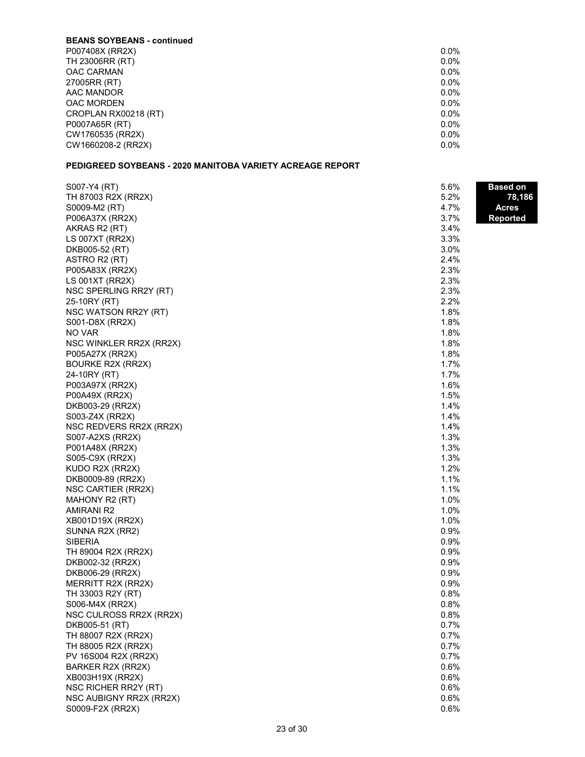**BEANS SOYBEANS - continued**

| Variety | % |
|---|---|
| P007408X (RR2X) | 0.0% |
| TH 23006RR (RT) | 0.0% |
| OAC CARMAN | 0.0% |
| 27005RR (RT) | 0.0% |
| AAC MANDOR | 0.0% |
| OAC MORDEN | 0.0% |
| CROPLAN RX00218 (RT) | 0.0% |
| P0007A65R (RT) | 0.0% |
| CW1760535 (RR2X) | 0.0% |
| CW1660208-2 (RR2X) | 0.0% |

**PEDIGREED SOYBEANS - 2020 MANITOBA VARIETY ACREAGE REPORT**

**Based on 78,186 Acres Reported**

| Variety | % |
|---|---|
| S007-Y4 (RT) | 5.6% |
| TH 87003 R2X (RR2X) | 5.2% |
| S0009-M2 (RT) | 4.7% |
| P006A37X (RR2X) | 3.7% |
| AKRAS R2 (RT) | 3.4% |
| LS 007XT (RR2X) | 3.3% |
| DKB005-52 (RT) | 3.0% |
| ASTRO R2 (RT) | 2.4% |
| P005A83X (RR2X) | 2.3% |
| LS 001XT (RR2X) | 2.3% |
| NSC SPERLING RR2Y (RT) | 2.3% |
| 25-10RY (RT) | 2.2% |
| NSC WATSON RR2Y (RT) | 1.8% |
| S001-D8X (RR2X) | 1.8% |
| NO VAR | 1.8% |
| NSC WINKLER RR2X (RR2X) | 1.8% |
| P005A27X (RR2X) | 1.8% |
| BOURKE R2X (RR2X) | 1.7% |
| 24-10RY (RT) | 1.7% |
| P003A97X (RR2X) | 1.6% |
| P00A49X (RR2X) | 1.5% |
| DKB003-29 (RR2X) | 1.4% |
| S003-Z4X (RR2X) | 1.4% |
| NSC REDVERS RR2X (RR2X) | 1.4% |
| S007-A2XS (RR2X) | 1.3% |
| P001A48X (RR2X) | 1.3% |
| S005-C9X (RR2X) | 1.3% |
| KUDO R2X (RR2X) | 1.2% |
| DKB0009-89 (RR2X) | 1.1% |
| NSC CARTIER (RR2X) | 1.1% |
| MAHONY R2 (RT) | 1.0% |
| AMIRANI R2 | 1.0% |
| XB001D19X (RR2X) | 1.0% |
| SUNNA R2X (RR2) | 0.9% |
| SIBERIA | 0.9% |
| TH 89004 R2X (RR2X) | 0.9% |
| DKB002-32 (RR2X) | 0.9% |
| DKB006-29 (RR2X) | 0.9% |
| MERRITT R2X (RR2X) | 0.9% |
| TH 33003 R2Y (RT) | 0.8% |
| S006-M4X (RR2X) | 0.8% |
| NSC CULROSS RR2X (RR2X) | 0.8% |
| DKB005-51 (RT) | 0.7% |
| TH 88007 R2X (RR2X) | 0.7% |
| TH 88005 R2X (RR2X) | 0.7% |
| PV 16S004 R2X (RR2X) | 0.7% |
| BARKER R2X (RR2X) | 0.6% |
| XB003H19X (RR2X) | 0.6% |
| NSC RICHER RR2Y (RT) | 0.6% |
| NSC AUBIGNY RR2X (RR2X) | 0.6% |
| S0009-F2X (RR2X) | 0.6% |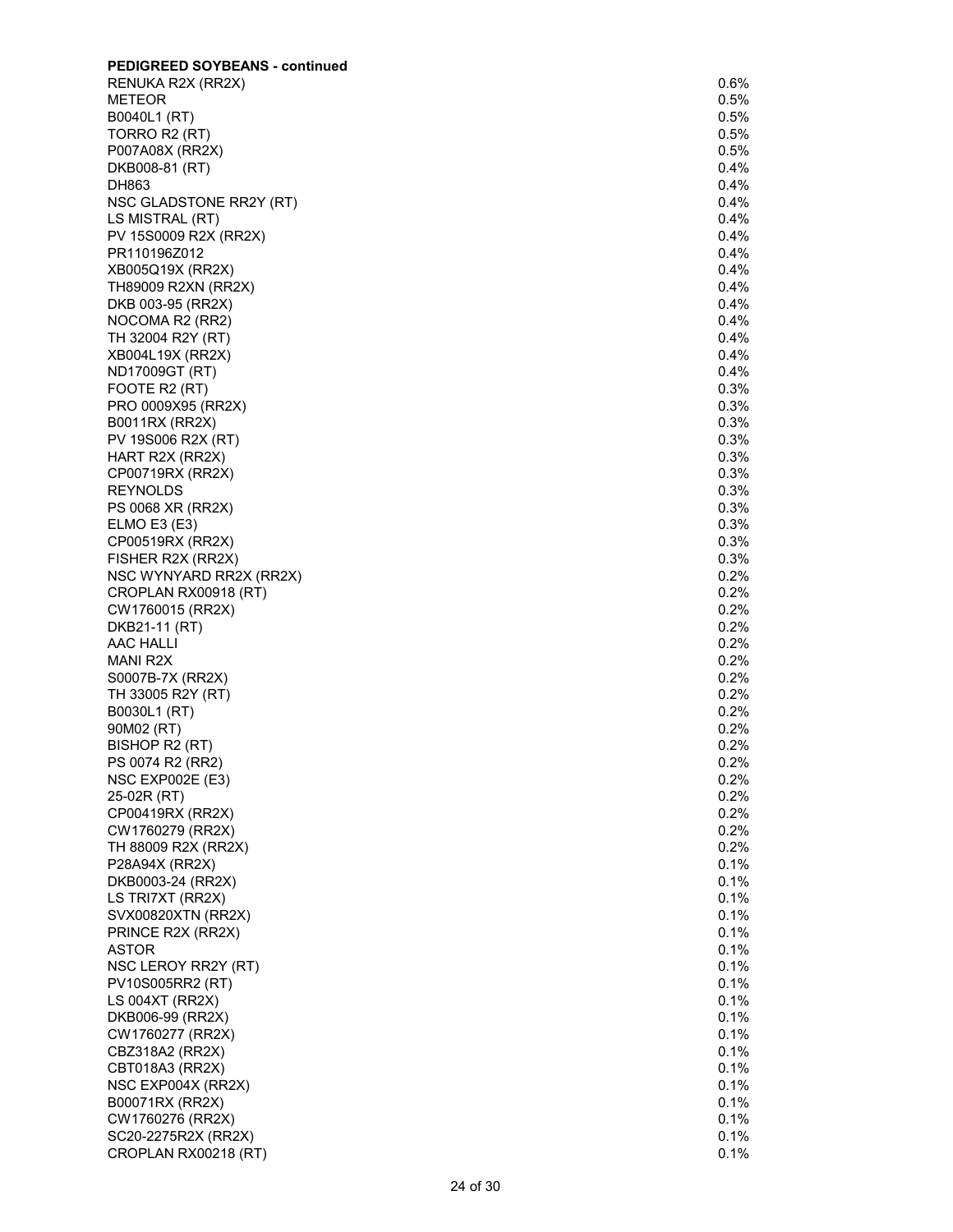**PEDIGREED SOYBEANS - continued**

| | |
|---|---|
| RENUKA R2X (RR2X) | 0.6% |
| METEOR | 0.5% |
| B0040L1 (RT) | 0.5% |
| TORRO R2 (RT) | 0.5% |
| P007A08X (RR2X) | 0.5% |
| DKB008-81 (RT) | 0.4% |
| DH863 | 0.4% |
| NSC GLADSTONE RR2Y (RT) | 0.4% |
| LS MISTRAL (RT) | 0.4% |
| PV 15S0009 R2X (RR2X) | 0.4% |
| PR110196Z012 | 0.4% |
| XB005Q19X (RR2X) | 0.4% |
| TH89009 R2XN (RR2X) | 0.4% |
| DKB 003-95 (RR2X) | 0.4% |
| NOCOMA R2 (RR2) | 0.4% |
| TH 32004 R2Y (RT) | 0.4% |
| XB004L19X (RR2X) | 0.4% |
| ND17009GT (RT) | 0.4% |
| FOOTE R2 (RT) | 0.3% |
| PRO 0009X95 (RR2X) | 0.3% |
| B0011RX (RR2X) | 0.3% |
| PV 19S006 R2X (RT) | 0.3% |
| HART R2X (RR2X) | 0.3% |
| CP00719RX (RR2X) | 0.3% |
| REYNOLDS | 0.3% |
| PS 0068 XR (RR2X) | 0.3% |
| ELMO E3 (E3) | 0.3% |
| CP00519RX (RR2X) | 0.3% |
| FISHER R2X (RR2X) | 0.3% |
| NSC WYNYARD RR2X (RR2X) | 0.2% |
| CROPLAN RX00918 (RT) | 0.2% |
| CW1760015 (RR2X) | 0.2% |
| DKB21-11 (RT) | 0.2% |
| AAC HALLI | 0.2% |
| MANI R2X | 0.2% |
| S0007B-7X (RR2X) | 0.2% |
| TH 33005 R2Y (RT) | 0.2% |
| B0030L1 (RT) | 0.2% |
| 90M02 (RT) | 0.2% |
| BISHOP R2 (RT) | 0.2% |
| PS 0074 R2 (RR2) | 0.2% |
| NSC EXP002E (E3) | 0.2% |
| 25-02R (RT) | 0.2% |
| CP00419RX (RR2X) | 0.2% |
| CW1760279 (RR2X) | 0.2% |
| TH 88009 R2X (RR2X) | 0.2% |
| P28A94X (RR2X) | 0.1% |
| DKB0003-24 (RR2X) | 0.1% |
| LS TRI7XT (RR2X) | 0.1% |
| SVX00820XTN (RR2X) | 0.1% |
| PRINCE R2X (RR2X) | 0.1% |
| ASTOR | 0.1% |
| NSC LEROY RR2Y (RT) | 0.1% |
| PV10S005RR2 (RT) | 0.1% |
| LS 004XT (RR2X) | 0.1% |
| DKB006-99 (RR2X) | 0.1% |
| CW1760277 (RR2X) | 0.1% |
| CBZ318A2 (RR2X) | 0.1% |
| CBT018A3 (RR2X) | 0.1% |
| NSC EXP004X (RR2X) | 0.1% |
| B00071RX (RR2X) | 0.1% |
| CW1760276 (RR2X) | 0.1% |
| SC20-2275R2X (RR2X) | 0.1% |
| CROPLAN RX00218 (RT) | 0.1% |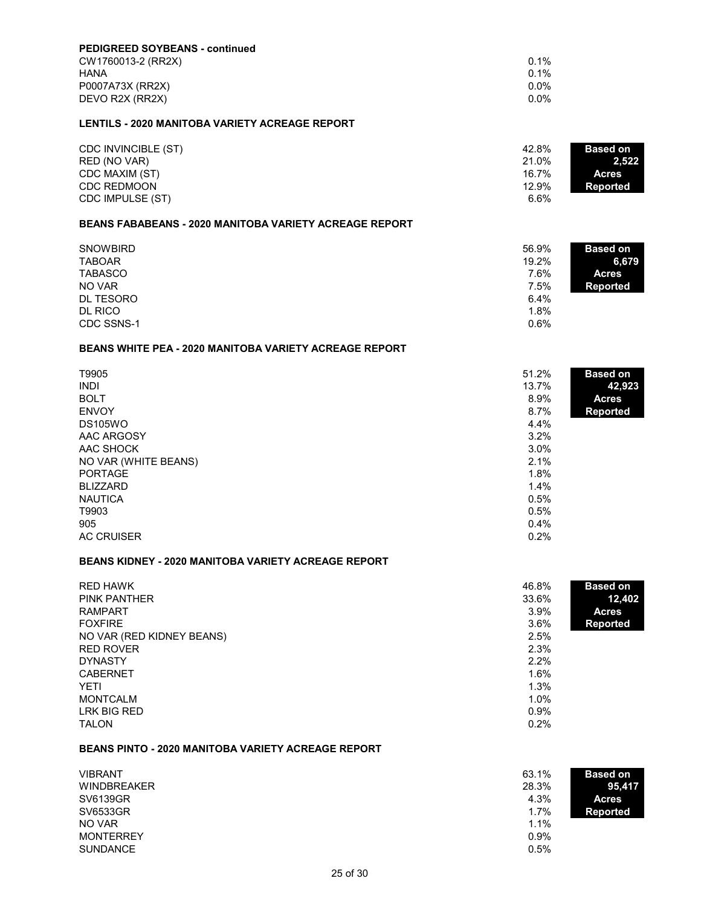**PEDIGREED SOYBEANS - continued**

| Variety | % |
|---|---|
| CW1760013-2 (RR2X) | 0.1% |
| HANA | 0.1% |
| P0007A73X (RR2X) | 0.0% |
| DEVO R2X (RR2X) | 0.0% |

### LENTILS - 2020 MANITOBA VARIETY ACREAGE REPORT

**Based on 2,522 Acres Reported**

| Variety | % |
|---|---|
| CDC INVINCIBLE (ST) | 42.8% |
| RED (NO VAR) | 21.0% |
| CDC MAXIM (ST) | 16.7% |
| CDC REDMOON | 12.9% |
| CDC IMPULSE (ST) | 6.6% |

### BEANS FABABEANS - 2020 MANITOBA VARIETY ACREAGE REPORT

**Based on 6,679 Acres Reported**

| Variety | % |
|---|---|
| SNOWBIRD | 56.9% |
| TABOAR | 19.2% |
| TABASCO | 7.6% |
| NO VAR | 7.5% |
| DL TESORO | 6.4% |
| DL RICO | 1.8% |
| CDC SSNS-1 | 0.6% |

### BEANS WHITE PEA - 2020 MANITOBA VARIETY ACREAGE REPORT

**Based on 42,923 Acres Reported**

| Variety | % |
|---|---|
| T9905 | 51.2% |
| INDI | 13.7% |
| BOLT | 8.9% |
| ENVOY | 8.7% |
| DS105WO | 4.4% |
| AAC ARGOSY | 3.2% |
| AAC SHOCK | 3.0% |
| NO VAR (WHITE BEANS) | 2.1% |
| PORTAGE | 1.8% |
| BLIZZARD | 1.4% |
| NAUTICA | 0.5% |
| T9903 | 0.5% |
| 905 | 0.4% |
| AC CRUISER | 0.2% |

### BEANS KIDNEY - 2020 MANITOBA VARIETY ACREAGE REPORT

**Based on 12,402 Acres Reported**

| Variety | % |
|---|---|
| RED HAWK | 46.8% |
| PINK PANTHER | 33.6% |
| RAMPART | 3.9% |
| FOXFIRE | 3.6% |
| NO VAR (RED KIDNEY BEANS) | 2.5% |
| RED ROVER | 2.3% |
| DYNASTY | 2.2% |
| CABERNET | 1.6% |
| YETI | 1.3% |
| MONTCALM | 1.0% |
| LRK BIG RED | 0.9% |
| TALON | 0.2% |

### BEANS PINTO - 2020 MANITOBA VARIETY ACREAGE REPORT

**Based on 95,417 Acres Reported**

| Variety | % |
|---|---|
| VIBRANT | 63.1% |
| WINDBREAKER | 28.3% |
| SV6139GR | 4.3% |
| SV6533GR | 1.7% |
| NO VAR | 1.1% |
| MONTERREY | 0.9% |
| SUNDANCE | 0.5% |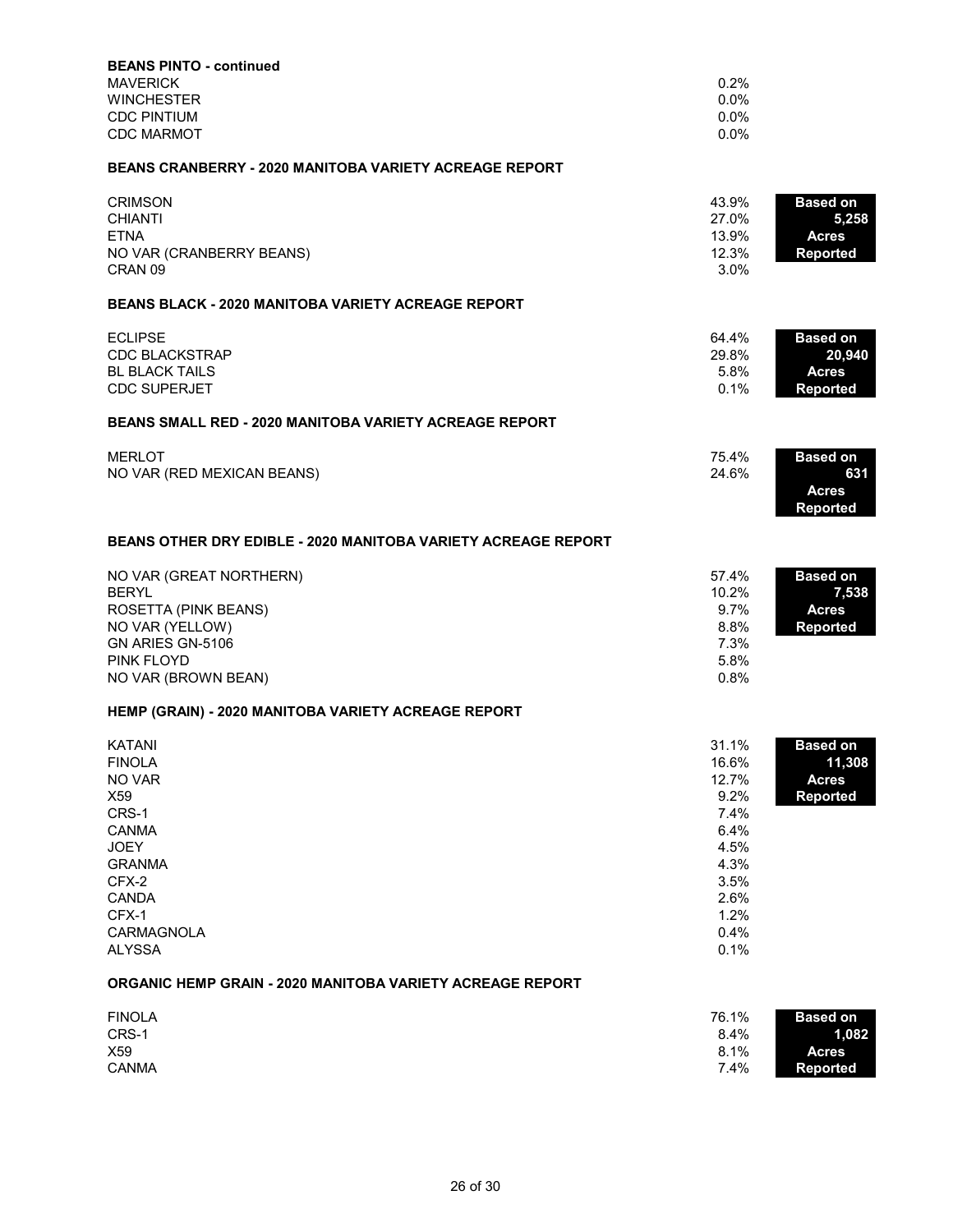**BEANS PINTO - continued**

| Variety | % |
|---|---|
| MAVERICK | 0.2% |
| WINCHESTER | 0.0% |
| CDC PINTIUM | 0.0% |
| CDC MARMOT | 0.0% |

**BEANS CRANBERRY - 2020 MANITOBA VARIETY ACREAGE REPORT**

| Variety | % | |
|---|---|---|
| CRIMSON | 43.9% | **Based on 5,258 Acres Reported** |
| CHIANTI | 27.0% | |
| ETNA | 13.9% | |
| NO VAR (CRANBERRY BEANS) | 12.3% | |
| CRAN 09 | 3.0% | |

**BEANS BLACK - 2020 MANITOBA VARIETY ACREAGE REPORT**

| Variety | % | |
|---|---|---|
| ECLIPSE | 64.4% | **Based on 20,940 Acres Reported** |
| CDC BLACKSTRAP | 29.8% | |
| BL BLACK TAILS | 5.8% | |
| CDC SUPERJET | 0.1% | |

**BEANS SMALL RED - 2020 MANITOBA VARIETY ACREAGE REPORT**

| Variety | % | |
|---|---|---|
| MERLOT | 75.4% | **Based on 631 Acres Reported** |
| NO VAR (RED MEXICAN BEANS) | 24.6% | |

**BEANS OTHER DRY EDIBLE - 2020 MANITOBA VARIETY ACREAGE REPORT**

| Variety | % | |
|---|---|---|
| NO VAR (GREAT NORTHERN) | 57.4% | **Based on 7,538 Acres Reported** |
| BERYL | 10.2% | |
| ROSETTA (PINK BEANS) | 9.7% | |
| NO VAR (YELLOW) | 8.8% | |
| GN ARIES GN-5106 | 7.3% | |
| PINK FLOYD | 5.8% | |
| NO VAR (BROWN BEAN) | 0.8% | |

**HEMP (GRAIN) - 2020 MANITOBA VARIETY ACREAGE REPORT**

| Variety | % | |
|---|---|---|
| KATANI | 31.1% | **Based on 11,308 Acres Reported** |
| FINOLA | 16.6% | |
| NO VAR | 12.7% | |
| X59 | 9.2% | |
| CRS-1 | 7.4% | |
| CANMA | 6.4% | |
| JOEY | 4.5% | |
| GRANMA | 4.3% | |
| CFX-2 | 3.5% | |
| CANDA | 2.6% | |
| CFX-1 | 1.2% | |
| CARMAGNOLA | 0.4% | |
| ALYSSA | 0.1% | |

**ORGANIC HEMP GRAIN - 2020 MANITOBA VARIETY ACREAGE REPORT**

| Variety | % | |
|---|---|---|
| FINOLA | 76.1% | **Based on 1,082 Acres Reported** |
| CRS-1 | 8.4% | |
| X59 | 8.1% | |
| CANMA | 7.4% | |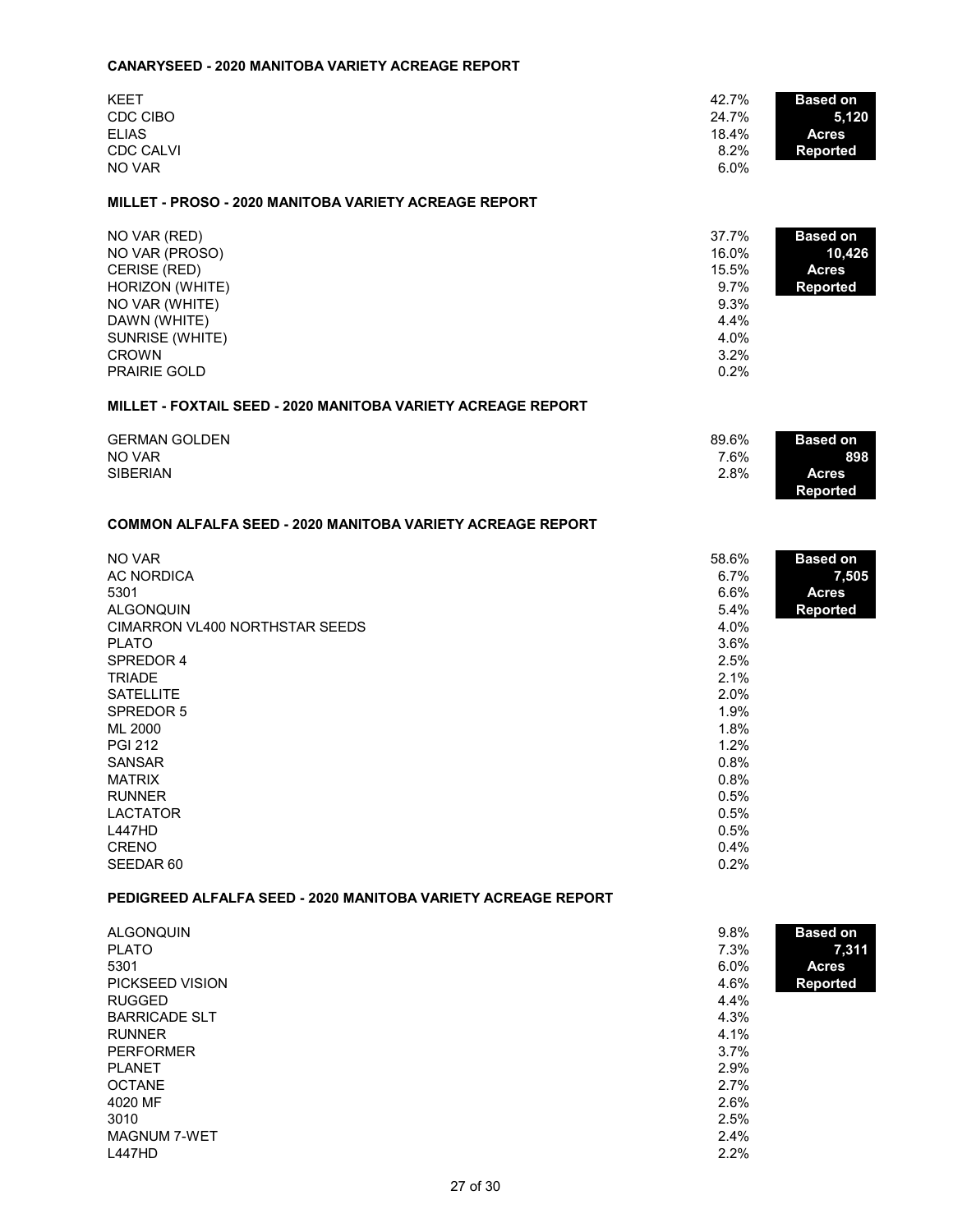## CANARYSEED - 2020 MANITOBA VARIETY ACREAGE REPORT

| Variety | % |
|---|---|
| KEET | 42.7% |
| CDC CIBO | 24.7% |
| ELIAS | 18.4% |
| CDC CALVI | 8.2% |
| NO VAR | 6.0% |

**Based on 5,120 Acres Reported**

## MILLET - PROSO - 2020 MANITOBA VARIETY ACREAGE REPORT

| Variety | % |
|---|---|
| NO VAR (RED) | 37.7% |
| NO VAR (PROSO) | 16.0% |
| CERISE (RED) | 15.5% |
| HORIZON (WHITE) | 9.7% |
| NO VAR (WHITE) | 9.3% |
| DAWN (WHITE) | 4.4% |
| SUNRISE (WHITE) | 4.0% |
| CROWN | 3.2% |
| PRAIRIE GOLD | 0.2% |

**Based on 10,426 Acres Reported**

## MILLET - FOXTAIL SEED - 2020 MANITOBA VARIETY ACREAGE REPORT

| Variety | % |
|---|---|
| GERMAN GOLDEN | 89.6% |
| NO VAR | 7.6% |
| SIBERIAN | 2.8% |

**Based on 898 Acres Reported**

## COMMON ALFALFA SEED - 2020 MANITOBA VARIETY ACREAGE REPORT

| Variety | % |
|---|---|
| NO VAR | 58.6% |
| AC NORDICA | 6.7% |
| 5301 | 6.6% |
| ALGONQUIN | 5.4% |
| CIMARRON VL400 NORTHSTAR SEEDS | 4.0% |
| PLATO | 3.6% |
| SPREDOR 4 | 2.5% |
| TRIADE | 2.1% |
| SATELLITE | 2.0% |
| SPREDOR 5 | 1.9% |
| ML 2000 | 1.8% |
| PGI 212 | 1.2% |
| SANSAR | 0.8% |
| MATRIX | 0.8% |
| RUNNER | 0.5% |
| LACTATOR | 0.5% |
| L447HD | 0.5% |
| CRENO | 0.4% |
| SEEDAR 60 | 0.2% |

**Based on 7,505 Acres Reported**

## PEDIGREED ALFALFA SEED - 2020 MANITOBA VARIETY ACREAGE REPORT

| Variety | % |
|---|---|
| ALGONQUIN | 9.8% |
| PLATO | 7.3% |
| 5301 | 6.0% |
| PICKSEED VISION | 4.6% |
| RUGGED | 4.4% |
| BARRICADE SLT | 4.3% |
| RUNNER | 4.1% |
| PERFORMER | 3.7% |
| PLANET | 2.9% |
| OCTANE | 2.7% |
| 4020 MF | 2.6% |
| 3010 | 2.5% |
| MAGNUM 7-WET | 2.4% |
| L447HD | 2.2% |

**Based on 7,311 Acres Reported**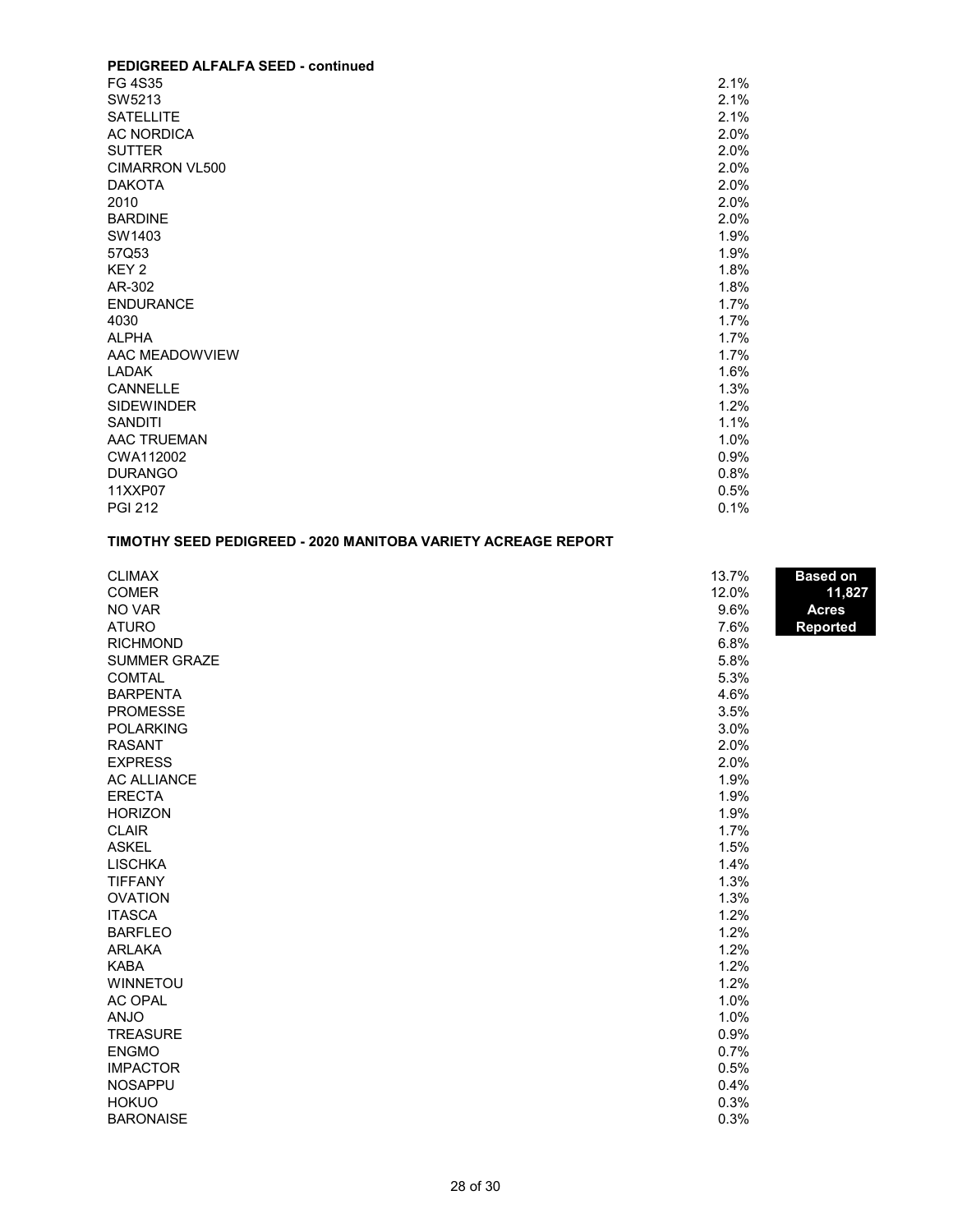**PEDIGREED ALFALFA SEED - continued**

| Variety | % |
|---|---|
| FG 4S35 | 2.1% |
| SW5213 | 2.1% |
| SATELLITE | 2.1% |
| AC NORDICA | 2.0% |
| SUTTER | 2.0% |
| CIMARRON VL500 | 2.0% |
| DAKOTA | 2.0% |
| 2010 | 2.0% |
| BARDINE | 2.0% |
| SW1403 | 1.9% |
| 57Q53 | 1.9% |
| KEY 2 | 1.8% |
| AR-302 | 1.8% |
| ENDURANCE | 1.7% |
| 4030 | 1.7% |
| ALPHA | 1.7% |
| AAC MEADOWVIEW | 1.7% |
| LADAK | 1.6% |
| CANNELLE | 1.3% |
| SIDEWINDER | 1.2% |
| SANDITI | 1.1% |
| AAC TRUEMAN | 1.0% |
| CWA112002 | 0.9% |
| DURANGO | 0.8% |
| 11XXP07 | 0.5% |
| PGI 212 | 0.1% |

**TIMOTHY SEED PEDIGREED - 2020 MANITOBA VARIETY ACREAGE REPORT**

**Based on 11,827 Acres Reported**

| Variety | % |
|---|---|
| CLIMAX | 13.7% |
| COMER | 12.0% |
| NO VAR | 9.6% |
| ATURO | 7.6% |
| RICHMOND | 6.8% |
| SUMMER GRAZE | 5.8% |
| COMTAL | 5.3% |
| BARPENTA | 4.6% |
| PROMESSE | 3.5% |
| POLARKING | 3.0% |
| RASANT | 2.0% |
| EXPRESS | 2.0% |
| AC ALLIANCE | 1.9% |
| ERECTA | 1.9% |
| HORIZON | 1.9% |
| CLAIR | 1.7% |
| ASKEL | 1.5% |
| LISCHKA | 1.4% |
| TIFFANY | 1.3% |
| OVATION | 1.3% |
| ITASCA | 1.2% |
| BARFLEO | 1.2% |
| ARLAKA | 1.2% |
| KABA | 1.2% |
| WINNETOU | 1.2% |
| AC OPAL | 1.0% |
| ANJO | 1.0% |
| TREASURE | 0.9% |
| ENGMO | 0.7% |
| IMPACTOR | 0.5% |
| NOSAPPU | 0.4% |
| HOKUO | 0.3% |
| BARONAISE | 0.3% |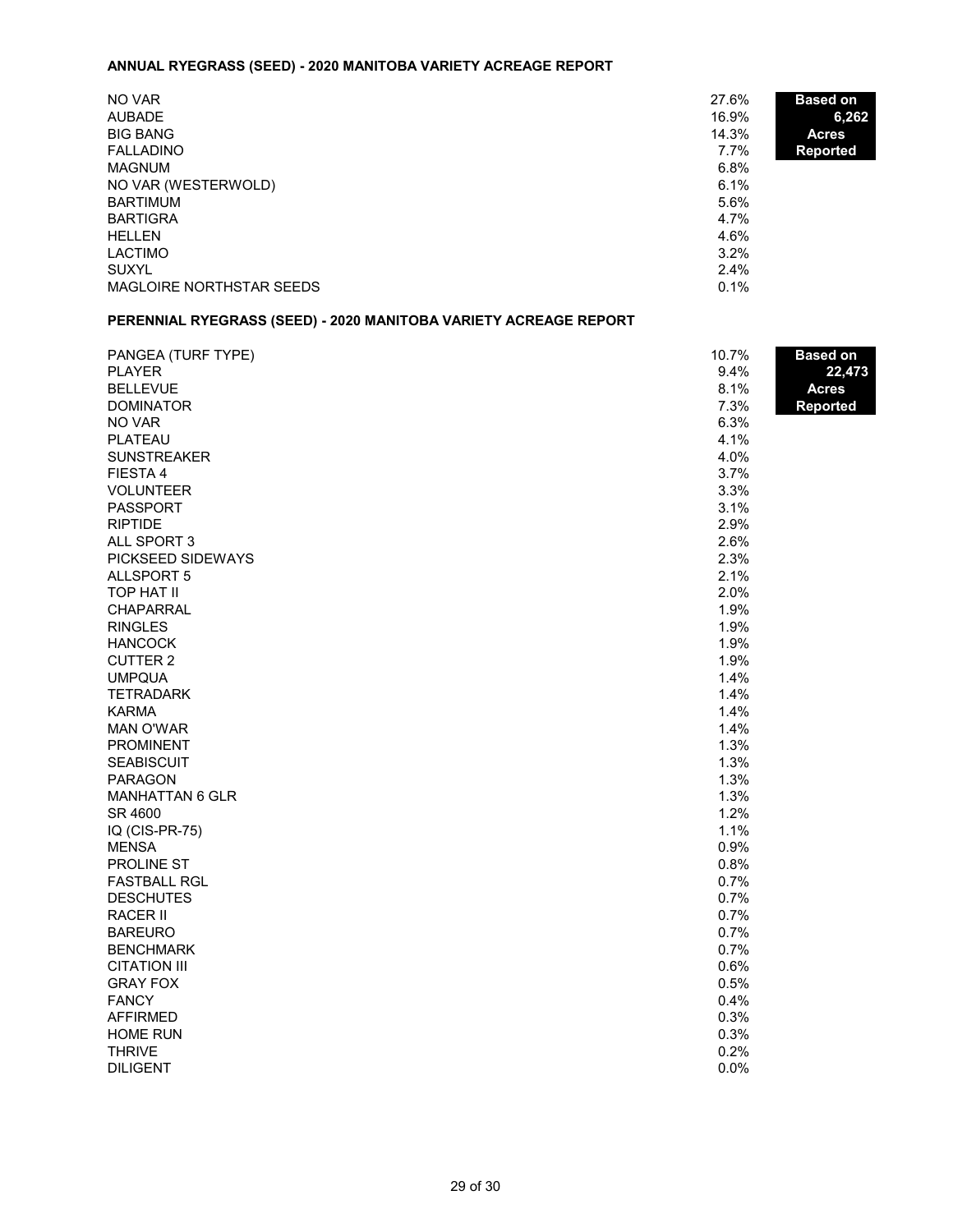### ANNUAL RYEGRASS (SEED) - 2020 MANITOBA VARIETY ACREAGE REPORT

| Variety | % |
|---|---|
| NO VAR | 27.6% |
| AUBADE | 16.9% |
| BIG BANG | 14.3% |
| FALLADINO | 7.7% |
| MAGNUM | 6.8% |
| NO VAR (WESTERWOLD) | 6.1% |
| BARTIMUM | 5.6% |
| BARTIGRA | 4.7% |
| HELLEN | 4.6% |
| LACTIMO | 3.2% |
| SUXYL | 2.4% |
| MAGLOIRE NORTHSTAR SEEDS | 0.1% |

**Based on 6,262 Acres Reported**

### PERENNIAL RYEGRASS (SEED) - 2020 MANITOBA VARIETY ACREAGE REPORT

| Variety | % |
|---|---|
| PANGEA (TURF TYPE) | 10.7% |
| PLAYER | 9.4% |
| BELLEVUE | 8.1% |
| DOMINATOR | 7.3% |
| NO VAR | 6.3% |
| PLATEAU | 4.1% |
| SUNSTREAKER | 4.0% |
| FIESTA 4 | 3.7% |
| VOLUNTEER | 3.3% |
| PASSPORT | 3.1% |
| RIPTIDE | 2.9% |
| ALL SPORT 3 | 2.6% |
| PICKSEED SIDEWAYS | 2.3% |
| ALLSPORT 5 | 2.1% |
| TOP HAT II | 2.0% |
| CHAPARRAL | 1.9% |
| RINGLES | 1.9% |
| HANCOCK | 1.9% |
| CUTTER 2 | 1.9% |
| UMPQUA | 1.4% |
| TETRADARK | 1.4% |
| KARMA | 1.4% |
| MAN O'WAR | 1.4% |
| PROMINENT | 1.3% |
| SEABISCUIT | 1.3% |
| PARAGON | 1.3% |
| MANHATTAN 6 GLR | 1.3% |
| SR 4600 | 1.2% |
| IQ (CIS-PR-75) | 1.1% |
| MENSA | 0.9% |
| PROLINE ST | 0.8% |
| FASTBALL RGL | 0.7% |
| DESCHUTES | 0.7% |
| RACER II | 0.7% |
| BAREURO | 0.7% |
| BENCHMARK | 0.7% |
| CITATION III | 0.6% |
| GRAY FOX | 0.5% |
| FANCY | 0.4% |
| AFFIRMED | 0.3% |
| HOME RUN | 0.3% |
| THRIVE | 0.2% |
| DILIGENT | 0.0% |

**Based on 22,473 Acres Reported**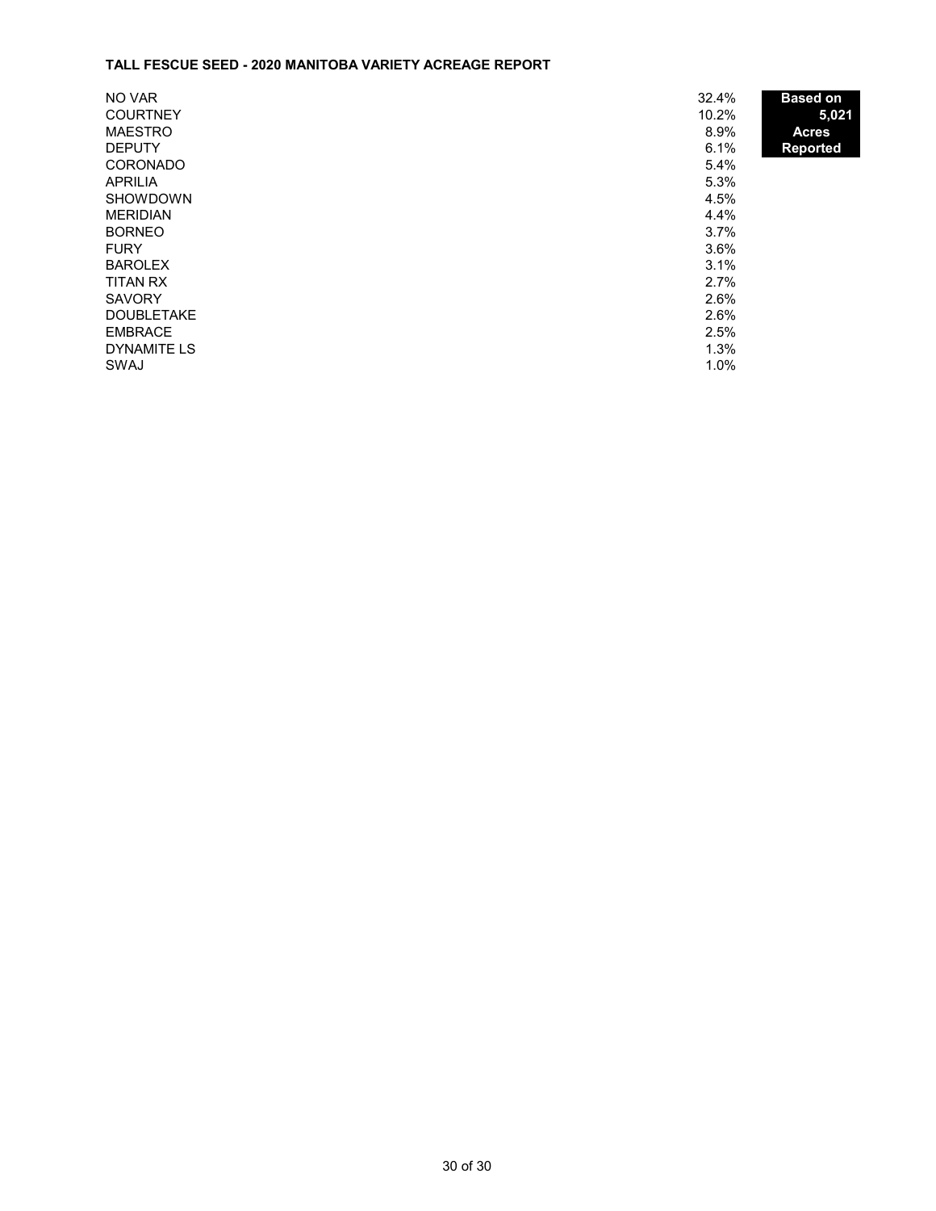**TALL FESCUE SEED - 2020 MANITOBA VARIETY ACREAGE REPORT**

| | |
|---|---|
| NO VAR | 32.4% |
| COURTNEY | 10.2% |
| MAESTRO | 8.9% |
| DEPUTY | 6.1% |
| CORONADO | 5.4% |
| APRILIA | 5.3% |
| SHOWDOWN | 4.5% |
| MERIDIAN | 4.4% |
| BORNEO | 3.7% |
| FURY | 3.6% |
| BAROLEX | 3.1% |
| TITAN RX | 2.7% |
| SAVORY | 2.6% |
| DOUBLETAKE | 2.6% |
| EMBRACE | 2.5% |
| DYNAMITE LS | 1.3% |
| SWAJ | 1.0% |

**Based on 5,021 Acres Reported**